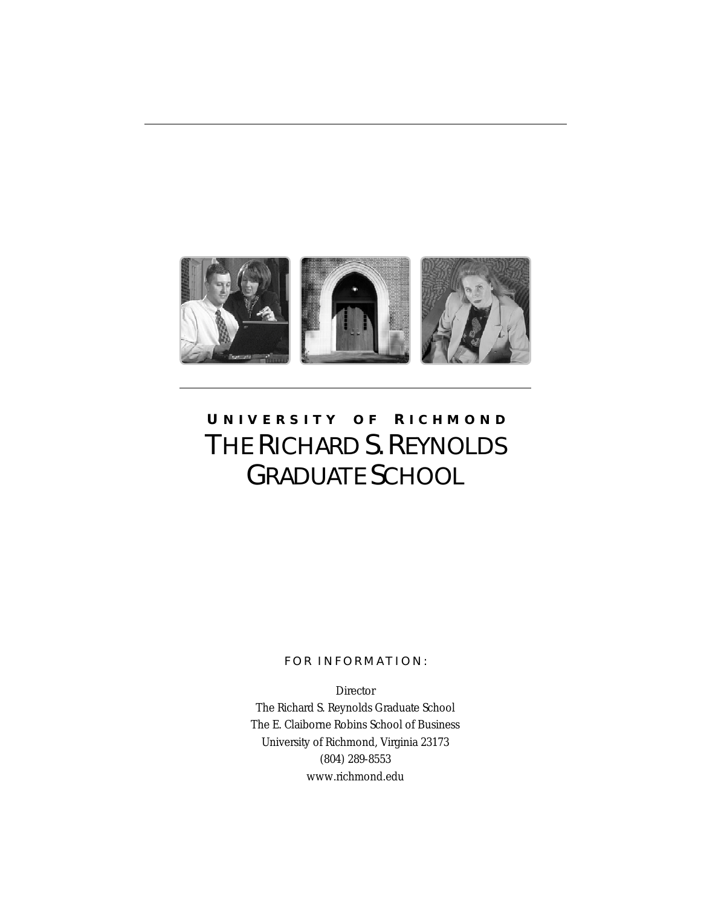# UNIVERSITY OF RICHMOND
# THE RICHARD S. REYNOLDS GRADUATE SCHOOL

FOR INFORMATION:

Director
The Richard S. Reynolds Graduate School
The E. Claiborne Robins School of Business
University of Richmond, Virginia 23173
(804) 289-8553
www.richmond.edu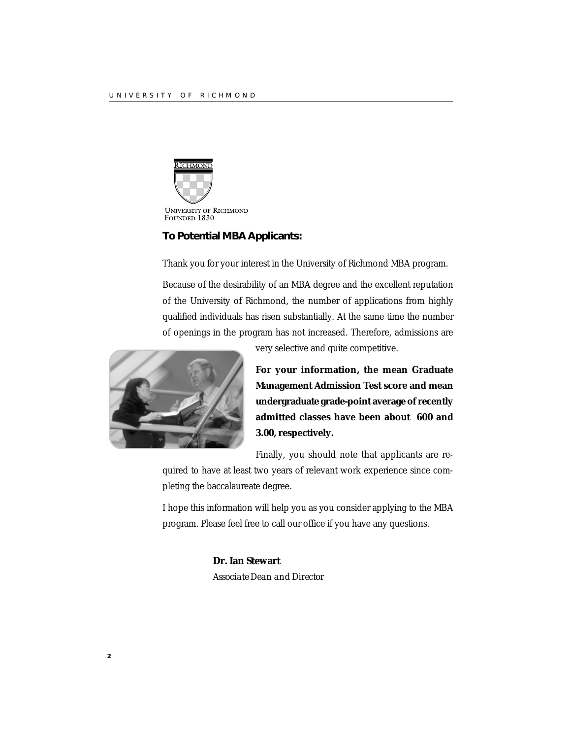UNIVERSITY OF RICHMOND
FOUNDED 1830

**To Potential MBA Applicants:**

Thank you for your interest in the University of Richmond MBA program.

Because of the desirability of an MBA degree and the excellent reputation of the University of Richmond, the number of applications from highly qualified individuals has risen substantially. At the same time the number of openings in the program has not increased. Therefore, admissions are very selective and quite competitive.

**For your information, the mean Graduate Management Admission Test score and mean undergraduate grade-point average of recently admitted classes have been about 600 and 3.00, respectively.**

Finally, you should note that applicants are required to have at least two years of relevant work experience since completing the baccalaureate degree.

I hope this information will help you as you consider applying to the MBA program. Please feel free to call our office if you have any questions.

**Dr. Ian Stewart**
*Associate Dean and Director*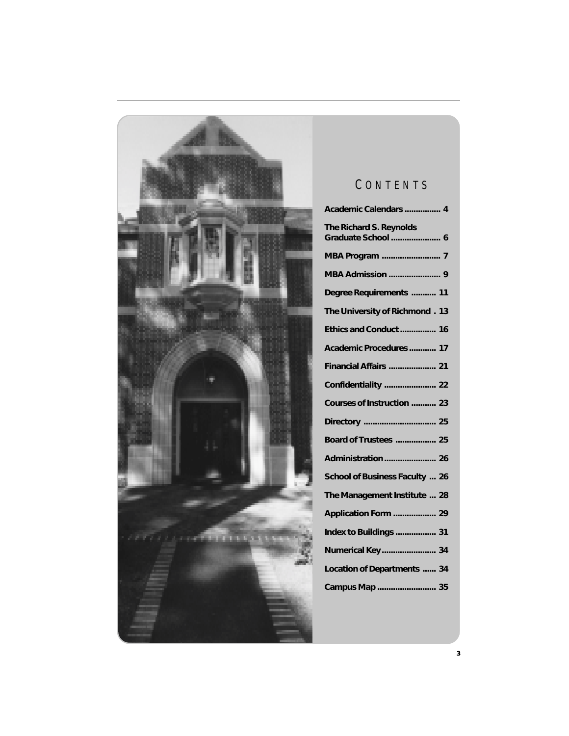# CONTENTS

**Academic Calendars ................ 4**

**The Richard S. Reynolds Graduate School ...................... 6**

**MBA Program .......................... 7**

**MBA Admission ....................... 9**

**Degree Requirements ........... 11**

**The University of Richmond . 13**

**Ethics and Conduct ................ 16**

**Academic Procedures ............ 17**

**Financial Affairs ..................... 21**

**Confidentiality ....................... 22**

**Courses of Instruction ........... 23**

**Directory ................................ 25**

**Board of Trustees .................. 25**

**Administration ....................... 26**

**School of Business Faculty ... 26**

**The Management Institute ... 28**

**Application Form ................... 29**

**Index to Buildings .................. 31**

**Numerical Key ........................ 34**

**Location of Departments ...... 34**

**Campus Map .......................... 35**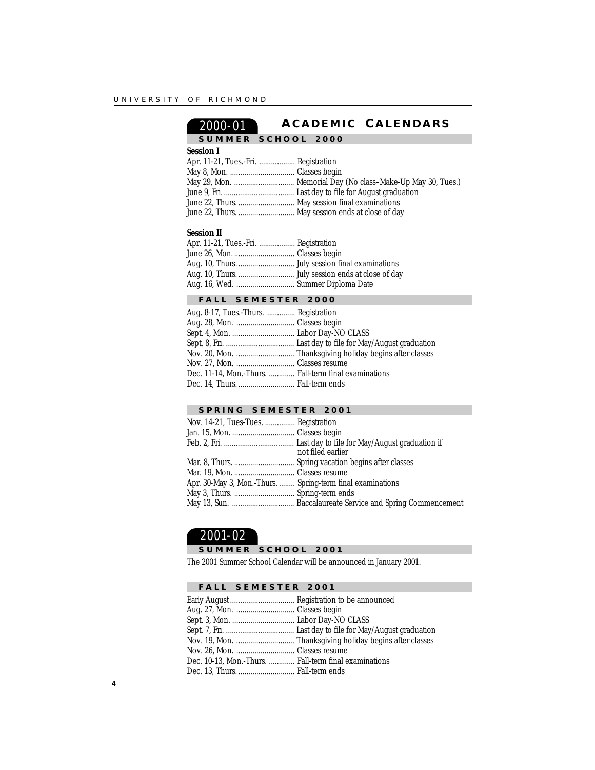# 2000-01 ACADEMIC CALENDARS

## SUMMER SCHOOL 2000

**Session I**

| | |
|---|---|
| Apr. 11-21, Tues.-Fri. | Registration |
| May 8, Mon. | Classes begin |
| May 29, Mon. | Memorial Day (No class–Make-Up May 30, Tues.) |
| June 9, Fri. | Last day to file for August graduation |
| June 22, Thurs. | May session final examinations |
| June 22, Thurs. | May session ends at close of day |

**Session II**

| | |
|---|---|
| Apr. 11-21, Tues.-Fri. | Registration |
| June 26, Mon. | Classes begin |
| Aug. 10, Thurs. | July session final examinations |
| Aug. 10, Thurs. | July session ends at close of day |
| Aug. 16, Wed. | Summer Diploma Date |

## FALL SEMESTER 2000

| | |
|---|---|
| Aug. 8-17, Tues.-Thurs. | Registration |
| Aug. 28, Mon. | Classes begin |
| Sept. 4, Mon. | Labor Day-NO CLASS |
| Sept. 8, Fri. | Last day to file for May/August graduation |
| Nov. 20, Mon. | Thanksgiving holiday begins after classes |
| Nov. 27, Mon. | Classes resume |
| Dec. 11-14, Mon.-Thurs. | Fall-term final examinations |
| Dec. 14, Thurs. | Fall-term ends |

## SPRING SEMESTER 2001

| | |
|---|---|
| Nov. 14-21, Tues-Tues. | Registration |
| Jan. 15, Mon. | Classes begin |
| Feb. 2, Fri. | Last day to file for May/August graduation if not filed earlier |
| Mar. 8, Thurs. | Spring vacation begins after classes |
| Mar. 19, Mon. | Classes resume |
| Apr. 30-May 3, Mon.-Thurs. | Spring-term final examinations |
| May 3, Thurs. | Spring-term ends |
| May 13, Sun. | Baccalaureate Service and Spring Commencement |

# 2001-02

## SUMMER SCHOOL 2001

The 2001 Summer School Calendar will be announced in January 2001.

## FALL SEMESTER 2001

| | |
|---|---|
| Early August | Registration to be announced |
| Aug. 27, Mon. | Classes begin |
| Sept. 3, Mon. | Labor Day-NO CLASS |
| Sept. 7, Fri. | Last day to file for May/August graduation |
| Nov. 19, Mon. | Thanksgiving holiday begins after classes |
| Nov. 26, Mon. | Classes resume |
| Dec. 10-13, Mon.-Thurs. | Fall-term final examinations |
| Dec. 13, Thurs. | Fall-term ends |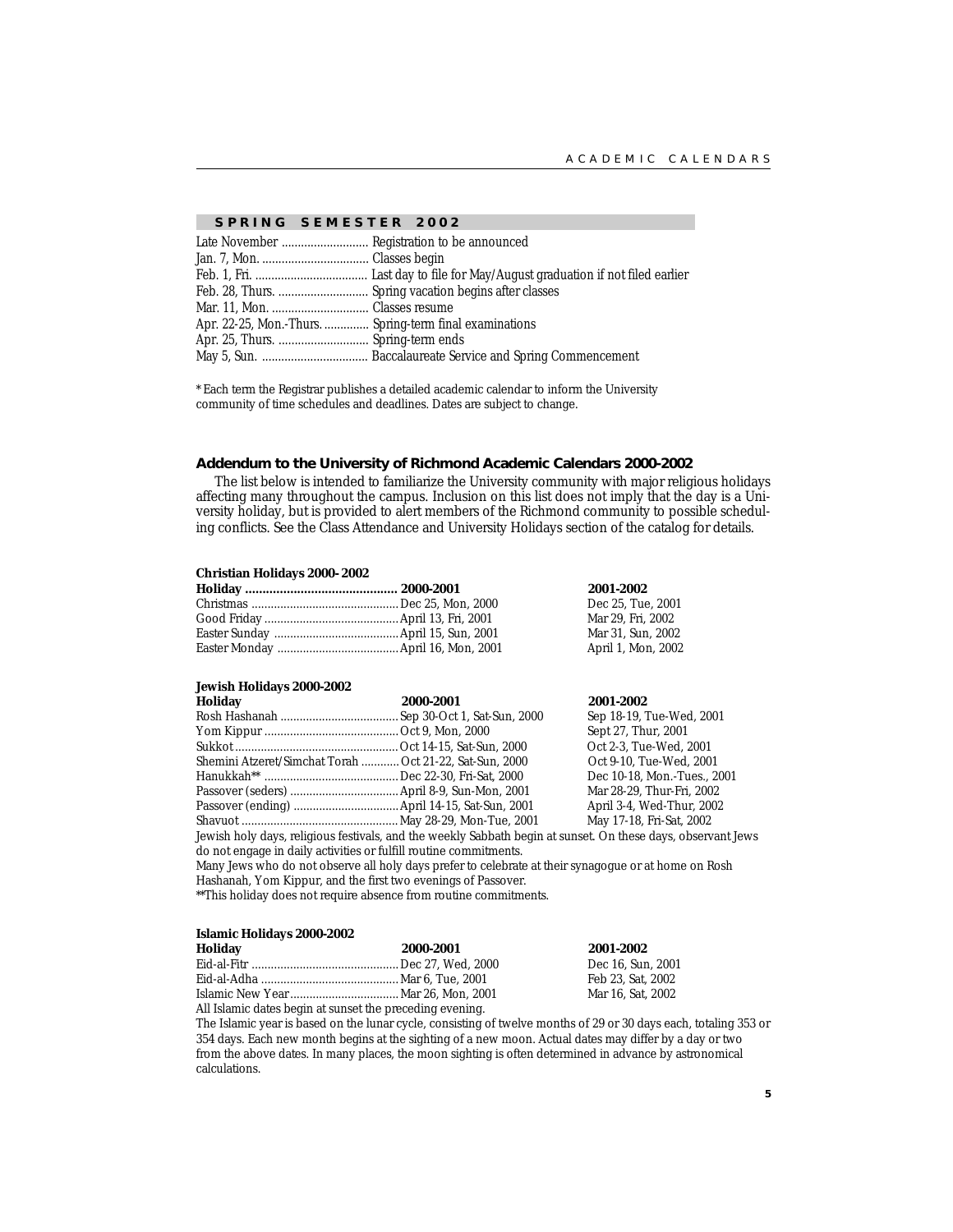## SPRING SEMESTER 2002

| | |
|---|---|
| Late November | Registration to be announced |
| Jan. 7, Mon. | Classes begin |
| Feb. 1, Fri. | Last day to file for May/August graduation if not filed earlier |
| Feb. 28, Thurs. | Spring vacation begins after classes |
| Mar. 11, Mon. | Classes resume |
| Apr. 22-25, Mon.-Thurs. | Spring-term final examinations |
| Apr. 25, Thurs. | Spring-term ends |
| May 5, Sun. | Baccalaureate Service and Spring Commencement |

* Each term the Registrar publishes a detailed academic calendar to inform the University community of time schedules and deadlines. Dates are subject to change.

### Addendum to the University of Richmond Academic Calendars 2000-2002

The list below is intended to familiarize the University community with major religious holidays affecting many throughout the campus. Inclusion on this list does not imply that the day is a University holiday, but is provided to alert members of the Richmond community to possible scheduling conflicts. See the Class Attendance and University Holidays section of the catalog for details.

**Christian Holidays 2000- 2002**

| Holiday | 2000-2001 | 2001-2002 |
|---|---|---|
| Christmas | Dec 25, Mon, 2000 | Dec 25, Tue, 2001 |
| Good Friday | April 13, Fri, 2001 | Mar 29, Fri, 2002 |
| Easter Sunday | April 15, Sun, 2001 | Mar 31, Sun, 2002 |
| Easter Monday | April 16, Mon, 2001 | April 1, Mon, 2002 |

**Jewish Holidays 2000-2002**

| Holiday | 2000-2001 | 2001-2002 |
|---|---|---|
| Rosh Hashanah | Sep 30-Oct 1, Sat-Sun, 2000 | Sep 18-19, Tue-Wed, 2001 |
| Yom Kippur | Oct 9, Mon, 2000 | Sept 27, Thur, 2001 |
| Sukkot | Oct 14-15, Sat-Sun, 2000 | Oct 2-3, Tue-Wed, 2001 |
| Shemini Atzeret/Simchat Torah | Oct 21-22, Sat-Sun, 2000 | Oct 9-10, Tue-Wed, 2001 |
| Hanukkah** | Dec 22-30, Fri-Sat, 2000 | Dec 10-18, Mon.-Tues., 2001 |
| Passover (seders) | April 8-9, Sun-Mon, 2001 | Mar 28-29, Thur-Fri, 2002 |
| Passover (ending) | April 14-15, Sat-Sun, 2001 | April 3-4, Wed-Thur, 2002 |
| Shavuot | May 28-29, Mon-Tue, 2001 | May 17-18, Fri-Sat, 2002 |

Jewish holy days, religious festivals, and the weekly Sabbath begin at sunset. On these days, observant Jews do not engage in daily activities or fulfill routine commitments.
Many Jews who do not observe all holy days prefer to celebrate at their synagogue or at home on Rosh Hashanah, Yom Kippur, and the first two evenings of Passover.
**This holiday does not require absence from routine commitments.

**Islamic Holidays 2000-2002**

| Holiday | 2000-2001 | 2001-2002 |
|---|---|---|
| Eid-al-Fitr | Dec 27, Wed, 2000 | Dec 16, Sun, 2001 |
| Eid-al-Adha | Mar 6, Tue, 2001 | Feb 23, Sat, 2002 |
| Islamic New Year | Mar 26, Mon, 2001 | Mar 16, Sat, 2002 |

All Islamic dates begin at sunset the preceding evening.
The Islamic year is based on the lunar cycle, consisting of twelve months of 29 or 30 days each, totaling 353 or 354 days. Each new month begins at the sighting of a new moon. Actual dates may differ by a day or two from the above dates. In many places, the moon sighting is often determined in advance by astronomical calculations.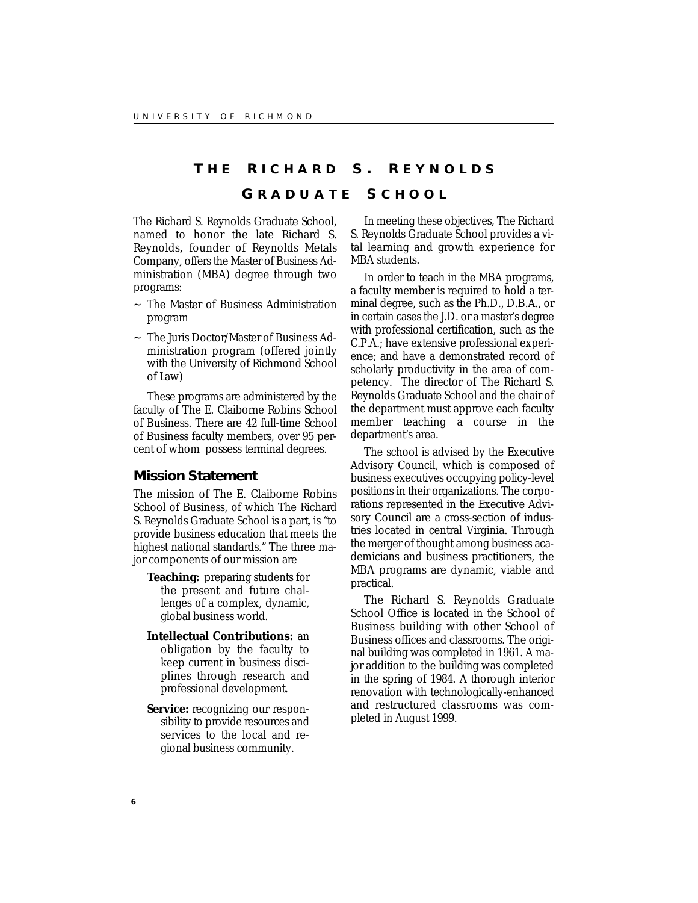# The Richard S. Reynolds Graduate School

The Richard S. Reynolds Graduate School, named to honor the late Richard S. Reynolds, founder of Reynolds Metals Company, offers the Master of Business Administration (MBA) degree through two programs:

~ The Master of Business Administration program

~ The Juris Doctor/Master of Business Administration program (offered jointly with the University of Richmond School of Law)

These programs are administered by the faculty of The E. Claiborne Robins School of Business. There are 42 full-time School of Business faculty members, over 95 percent of whom possess terminal degrees.

## Mission Statement

The mission of The E. Claiborne Robins School of Business, of which The Richard S. Reynolds Graduate School is a part, is "to provide business education that meets the highest national standards." The three major components of our mission are

**Teaching:** preparing students for the present and future challenges of a complex, dynamic, global business world.

**Intellectual Contributions:** an obligation by the faculty to keep current in business disciplines through research and professional development.

**Service:** recognizing our responsibility to provide resources and services to the local and regional business community.

In meeting these objectives, The Richard S. Reynolds Graduate School provides a vital learning and growth experience for MBA students.

In order to teach in the MBA programs, a faculty member is required to hold a terminal degree, such as the Ph.D., D.B.A., or in certain cases the J.D. or a master's degree with professional certification, such as the C.P.A.; have extensive professional experience; and have a demonstrated record of scholarly productivity in the area of competency. The director of The Richard S. Reynolds Graduate School and the chair of the department must approve each faculty member teaching a course in the department's area.

The school is advised by the Executive Advisory Council, which is composed of business executives occupying policy-level positions in their organizations. The corporations represented in the Executive Advisory Council are a cross-section of industries located in central Virginia. Through the merger of thought among business academicians and business practitioners, the MBA programs are dynamic, viable and practical.

The Richard S. Reynolds Graduate School Office is located in the School of Business building with other School of Business offices and classrooms. The original building was completed in 1961. A major addition to the building was completed in the spring of 1984. A thorough interior renovation with technologically-enhanced and restructured classrooms was completed in August 1999.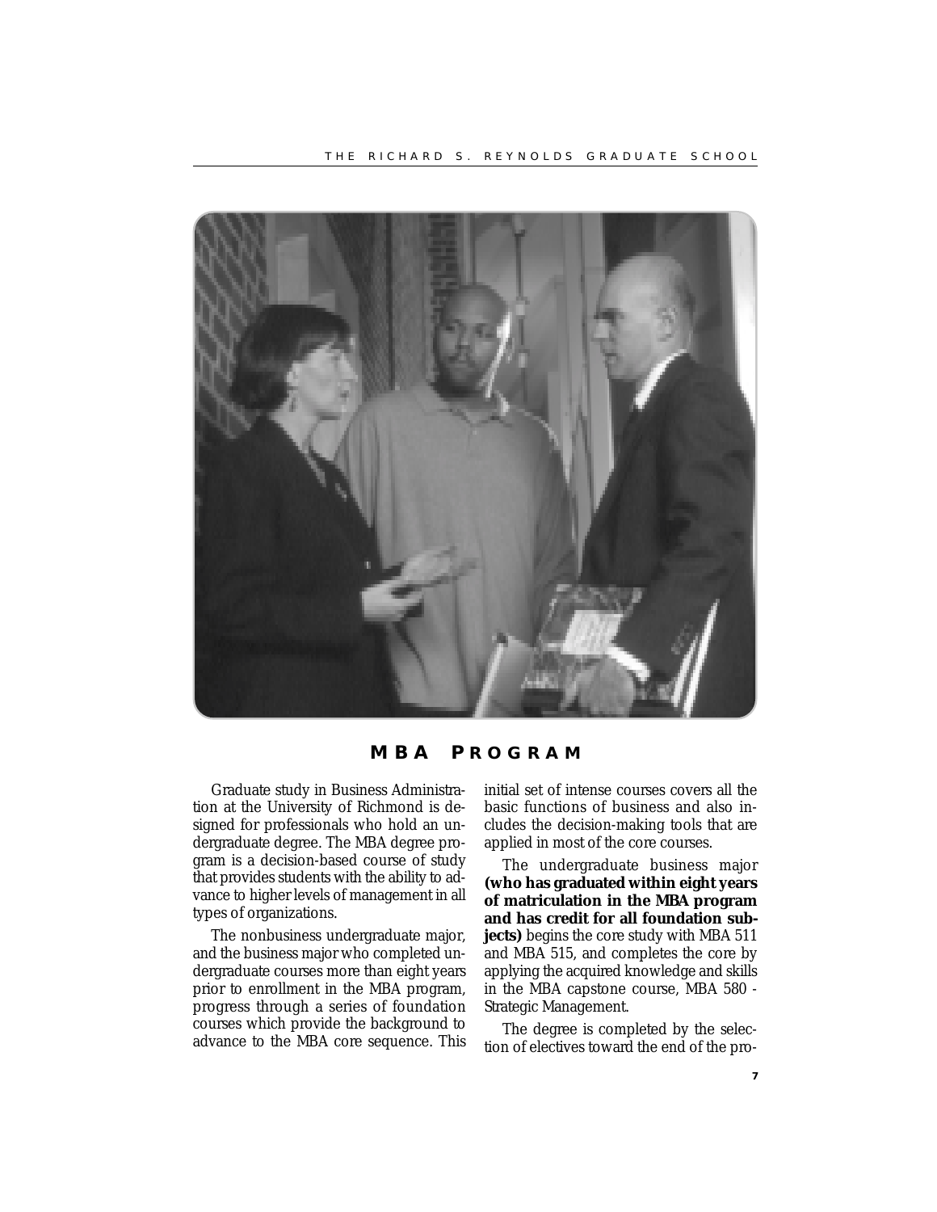## MBA PROGRAM

Graduate study in Business Administration at the University of Richmond is designed for professionals who hold an undergraduate degree. The MBA degree program is a decision-based course of study that provides students with the ability to advance to higher levels of management in all types of organizations.

The nonbusiness undergraduate major, and the business major who completed undergraduate courses more than eight years prior to enrollment in the MBA program, progress through a series of foundation courses which provide the background to advance to the MBA core sequence. This initial set of intense courses covers all the basic functions of business and also includes the decision-making tools that are applied in most of the core courses.

The undergraduate business major **(who has graduated within eight years of matriculation in the MBA program and has credit for all foundation subjects)** begins the core study with MBA 511 and MBA 515, and completes the core by applying the acquired knowledge and skills in the MBA capstone course, MBA 580 - Strategic Management.

The degree is completed by the selection of electives toward the end of the pro-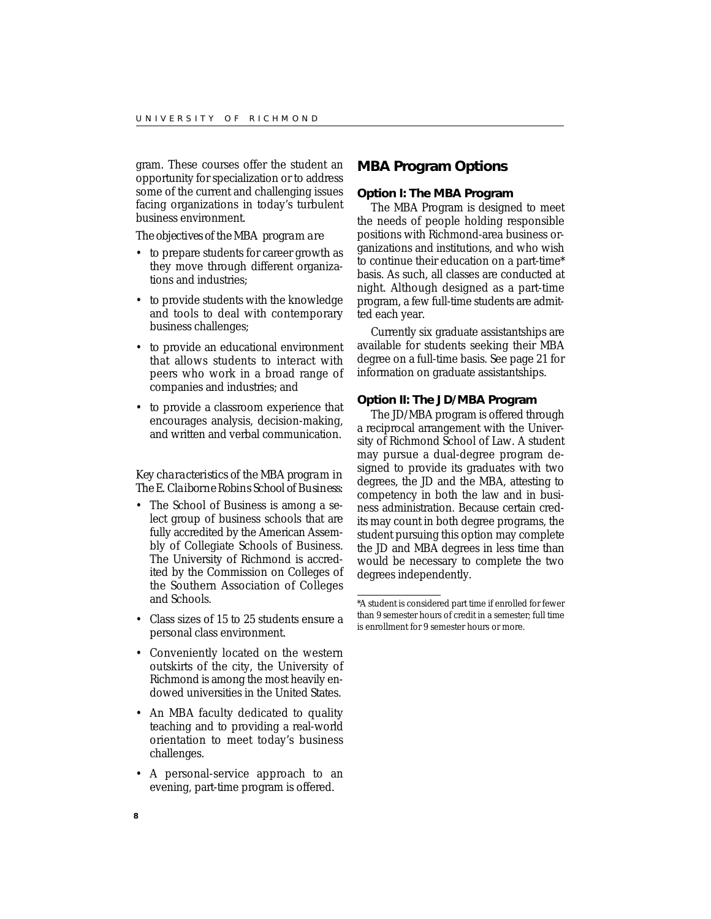gram. These courses offer the student an opportunity for specialization or to address some of the current and challenging issues facing organizations in today's turbulent business environment.

*The objectives of the MBA program are*

- to prepare students for career growth as they move through different organizations and industries;
- to provide students with the knowledge and tools to deal with contemporary business challenges;
- to provide an educational environment that allows students to interact with peers who work in a broad range of companies and industries; and
- to provide a classroom experience that encourages analysis, decision-making, and written and verbal communication.

*Key characteristics of the MBA program in The E. Claiborne Robins School of Business:*

- The School of Business is among a select group of business schools that are fully accredited by the American Assembly of Collegiate Schools of Business. The University of Richmond is accredited by the Commission on Colleges of the Southern Association of Colleges and Schools.
- Class sizes of 15 to 25 students ensure a personal class environment.
- Conveniently located on the western outskirts of the city, the University of Richmond is among the most heavily endowed universities in the United States.
- An MBA faculty dedicated to quality teaching and to providing a real-world orientation to meet today's business challenges.
- A personal-service approach to an evening, part-time program is offered.

## MBA Program Options

### Option I: The MBA Program

The MBA Program is designed to meet the needs of people holding responsible positions with Richmond-area business organizations and institutions, and who wish to continue their education on a part-time* basis. As such, all classes are conducted at night. Although designed as a part-time program, a few full-time students are admitted each year.

Currently six graduate assistantships are available for students seeking their MBA degree on a full-time basis. See page 21 for information on graduate assistantships.

### Option II: The JD/MBA Program

The JD/MBA program is offered through a reciprocal arrangement with the University of Richmond School of Law. A student may pursue a dual-degree program designed to provide its graduates with two degrees, the JD and the MBA, attesting to competency in both the law and in business administration. Because certain credits may count in both degree programs, the student pursuing this option may complete the JD and MBA degrees in less time than would be necessary to complete the two degrees independently.

*A student is considered part time if enrolled for fewer than 9 semester hours of credit in a semester; full time is enrollment for 9 semester hours or more.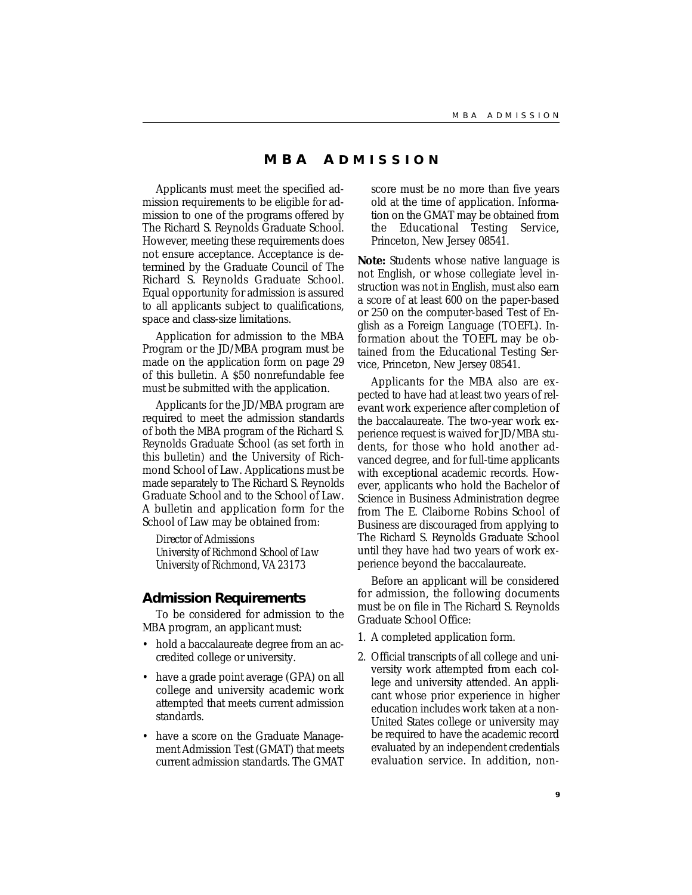# MBA ADMISSION

Applicants must meet the specified admission requirements to be eligible for admission to one of the programs offered by The Richard S. Reynolds Graduate School. However, meeting these requirements does not ensure acceptance. Acceptance is determined by the Graduate Council of The Richard S. Reynolds Graduate School. Equal opportunity for admission is assured to all applicants subject to qualifications, space and class-size limitations.

Application for admission to the MBA Program or the JD/MBA program must be made on the application form on page 29 of this bulletin. A $50 nonrefundable fee must be submitted with the application.

Applicants for the JD/MBA program are required to meet the admission standards of both the MBA program of the Richard S. Reynolds Graduate School (as set forth in this bulletin) and the University of Richmond School of Law. Applications must be made separately to The Richard S. Reynolds Graduate School and to the School of Law. A bulletin and application form for the School of Law may be obtained from:

*Director of Admissions*
*University of Richmond School of Law*
*University of Richmond, VA 23173*

## Admission Requirements

To be considered for admission to the MBA program, an applicant must:

- hold a baccalaureate degree from an accredited college or university.
- have a grade point average (GPA) on all college and university academic work attempted that meets current admission standards.
- have a score on the Graduate Management Admission Test (GMAT) that meets current admission standards. The GMAT score must be no more than five years old at the time of application. Information on the GMAT may be obtained from the Educational Testing Service, Princeton, New Jersey 08541.

**Note:** Students whose native language is not English, or whose collegiate level instruction was not in English, must also earn a score of at least 600 on the paper-based or 250 on the computer-based Test of English as a Foreign Language (TOEFL). Information about the TOEFL may be obtained from the Educational Testing Service, Princeton, New Jersey 08541.

Applicants for the MBA also are expected to have had at least two years of relevant work experience after completion of the baccalaureate. The two-year work experience request is waived for JD/MBA students, for those who hold another advanced degree, and for full-time applicants with exceptional academic records. However, applicants who hold the Bachelor of Science in Business Administration degree from The E. Claiborne Robins School of Business are discouraged from applying to The Richard S. Reynolds Graduate School until they have had two years of work experience beyond the baccalaureate.

Before an applicant will be considered for admission, the following documents must be on file in The Richard S. Reynolds Graduate School Office:

1. A completed application form.
2. Official transcripts of all college and university work attempted from each college and university attended. An applicant whose prior experience in higher education includes work taken at a non-United States college or university may be required to have the academic record evaluated by an independent credentials evaluation service. In addition, non-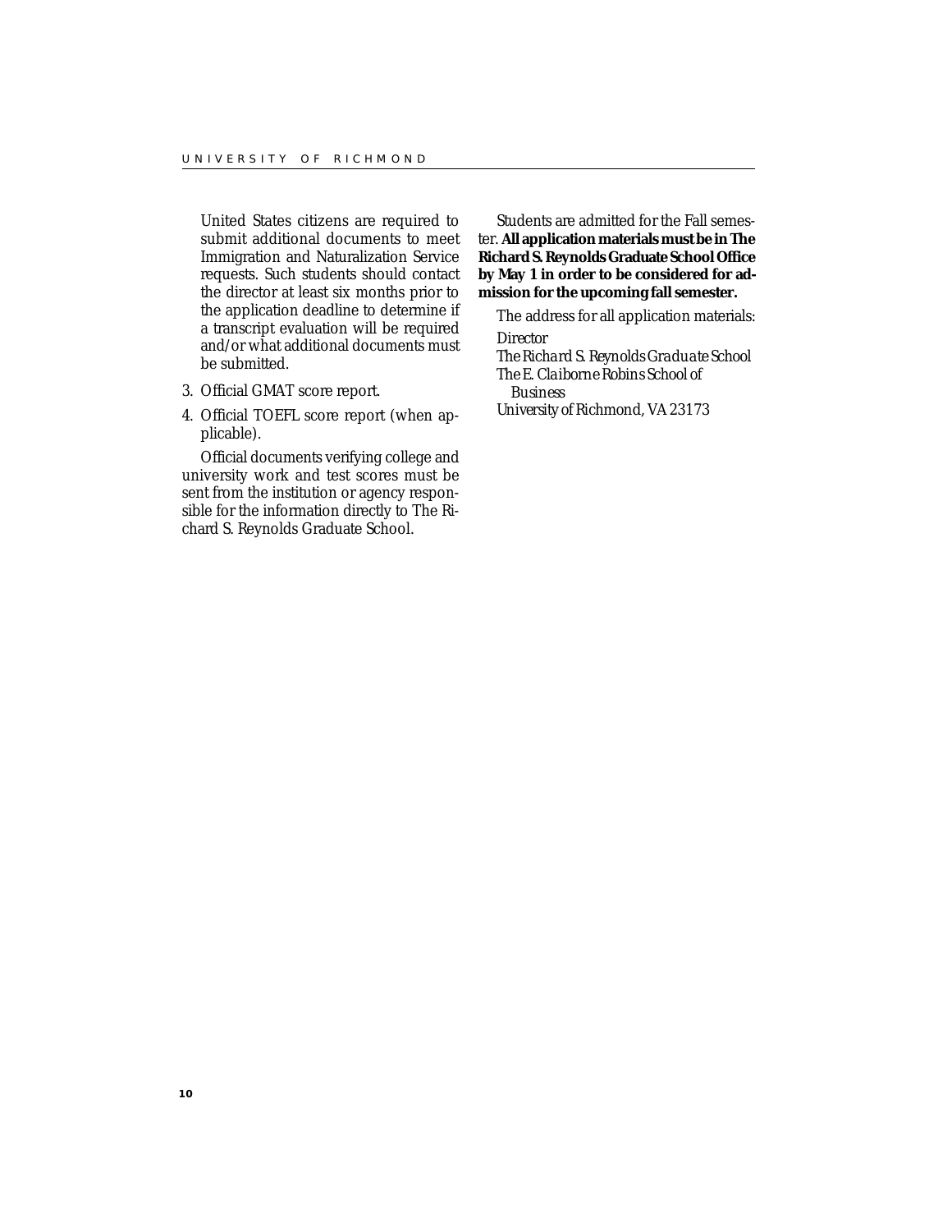United States citizens are required to submit additional documents to meet Immigration and Naturalization Service requests. Such students should contact the director at least six months prior to the application deadline to determine if a transcript evaluation will be required and/or what additional documents must be submitted.

3. Official GMAT score report.
4. Official TOEFL score report (when applicable).

Official documents verifying college and university work and test scores must be sent from the institution or agency responsible for the information directly to The Richard S. Reynolds Graduate School.

Students are admitted for the Fall semester. **All application materials must be in The Richard S. Reynolds Graduate School Office by May 1 in order to be considered for admission for the upcoming fall semester.**

The address for all application materials:

*Director*
*The Richard S. Reynolds Graduate School*
*The E. Claiborne Robins School of Business*
*University of Richmond, VA 23173*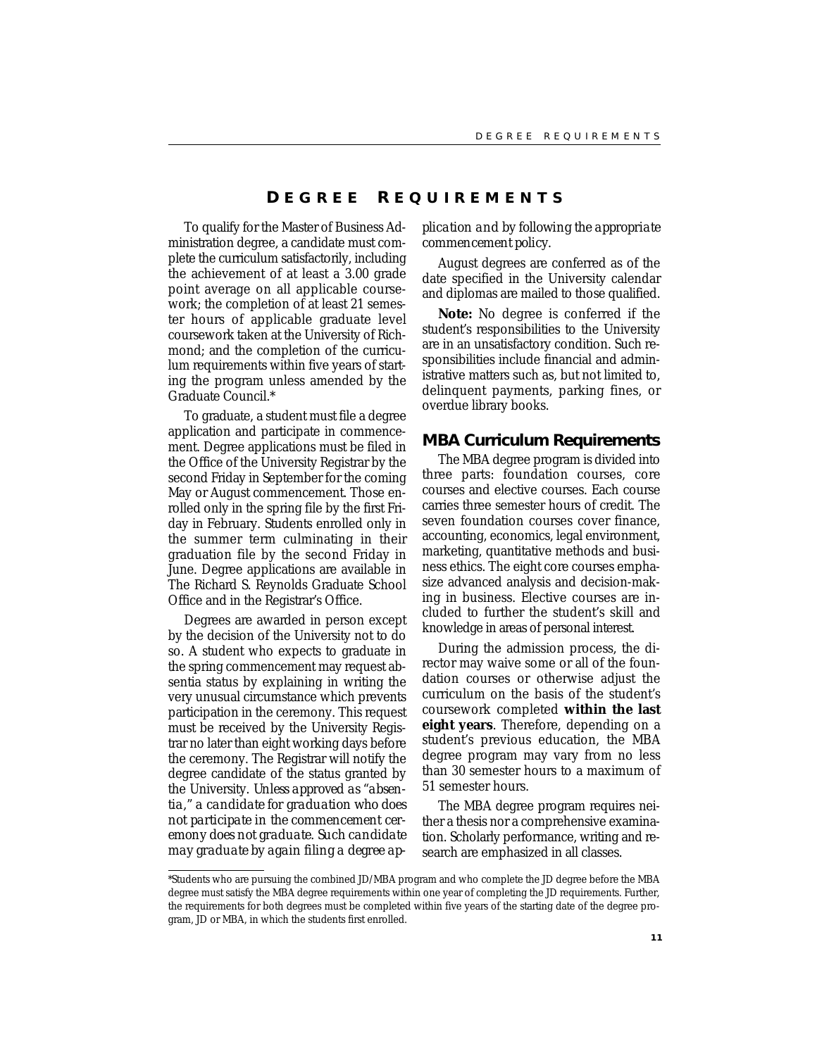# Degree Requirements

To qualify for the Master of Business Administration degree, a candidate must complete the curriculum satisfactorily, including the achievement of at least a 3.00 grade point average on all applicable coursework; the completion of at least 21 semester hours of applicable graduate level coursework taken at the University of Richmond; and the completion of the curriculum requirements within five years of starting the program unless amended by the Graduate Council.*

To graduate, a student must file a degree application and participate in commencement. Degree applications must be filed in the Office of the University Registrar by the second Friday in September for the coming May or August commencement. Those enrolled only in the spring file by the first Friday in February. Students enrolled only in the summer term culminating in their graduation file by the second Friday in June. Degree applications are available in The Richard S. Reynolds Graduate School Office and in the Registrar's Office.

Degrees are awarded in person except by the decision of the University not to do so. A student who expects to graduate in the spring commencement may request absentia status by explaining in writing the very unusual circumstance which prevents participation in the ceremony. This request must be received by the University Registrar no later than eight working days before the ceremony. The Registrar will notify the degree candidate of the status granted by the University. *Unless approved as "absentia," a candidate for graduation who does not participate in the commencement ceremony does not graduate. Such candidate may graduate by again filing a degree application and by following the appropriate commencement policy.*

August degrees are conferred as of the date specified in the University calendar and diplomas are mailed to those qualified.

**Note:** No degree is conferred if the student's responsibilities to the University are in an unsatisfactory condition. Such responsibilities include financial and administrative matters such as, but not limited to, delinquent payments, parking fines, or overdue library books.

## MBA Curriculum Requirements

The MBA degree program is divided into three parts: foundation courses, core courses and elective courses. Each course carries three semester hours of credit. The seven foundation courses cover finance, accounting, economics, legal environment, marketing, quantitative methods and business ethics. The eight core courses emphasize advanced analysis and decision-making in business. Elective courses are included to further the student's skill and knowledge in areas of personal interest.

During the admission process, the director may waive some or all of the foundation courses or otherwise adjust the curriculum on the basis of the student's coursework completed **within the last eight years**. Therefore, depending on a student's previous education, the MBA degree program may vary from no less than 30 semester hours to a maximum of 51 semester hours.

The MBA degree program requires neither a thesis nor a comprehensive examination. Scholarly performance, writing and research are emphasized in all classes.

*Students who are pursuing the combined JD/MBA program and who complete the JD degree before the MBA degree must satisfy the MBA degree requirements within one year of completing the JD requirements. Further, the requirements for both degrees must be completed within five years of the starting date of the degree program, JD or MBA, in which the students first enrolled.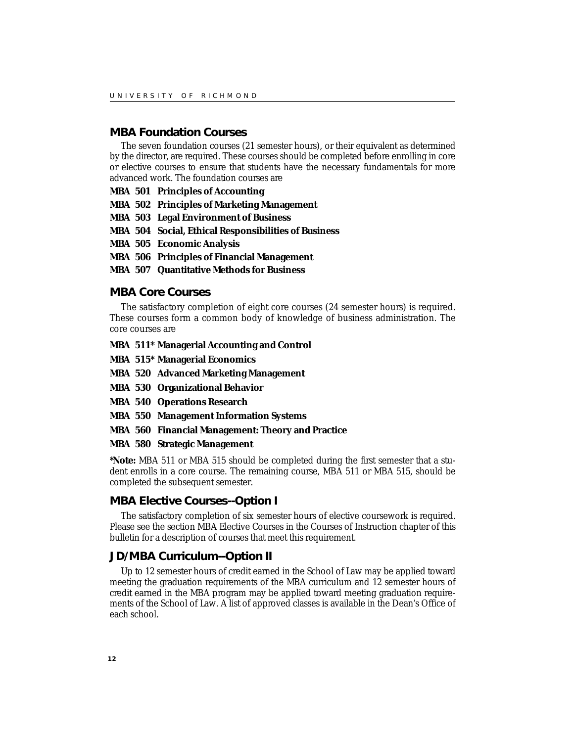## MBA Foundation Courses

The seven foundation courses (21 semester hours), or their equivalent as determined by the director, are required. These courses should be completed before enrolling in core or elective courses to ensure that students have the necessary fundamentals for more advanced work. The foundation courses are

**MBA 501 Principles of Accounting**

**MBA 502 Principles of Marketing Management**

**MBA 503 Legal Environment of Business**

**MBA 504 Social, Ethical Responsibilities of Business**

**MBA 505 Economic Analysis**

**MBA 506 Principles of Financial Management**

**MBA 507 Quantitative Methods for Business**

## MBA Core Courses

The satisfactory completion of eight core courses (24 semester hours) is required. These courses form a common body of knowledge of business administration. The core courses are

**MBA 511* Managerial Accounting and Control**

**MBA 515* Managerial Economics**

**MBA 520 Advanced Marketing Management**

**MBA 530 Organizational Behavior**

**MBA 540 Operations Research**

**MBA 550 Management Information Systems**

**MBA 560 Financial Management: Theory and Practice**

**MBA 580 Strategic Management**

***Note:** MBA 511 or MBA 515 should be completed during the first semester that a student enrolls in a core course. The remaining course, MBA 511 or MBA 515, should be completed the subsequent semester.

## MBA Elective Courses--Option I

The satisfactory completion of six semester hours of elective coursework is required. Please see the section MBA Elective Courses in the Courses of Instruction chapter of this bulletin for a description of courses that meet this requirement.

## JD/MBA Curriculum--Option II

Up to 12 semester hours of credit earned in the School of Law may be applied toward meeting the graduation requirements of the MBA curriculum and 12 semester hours of credit earned in the MBA program may be applied toward meeting graduation requirements of the School of Law. A list of approved classes is available in the Dean's Office of each school.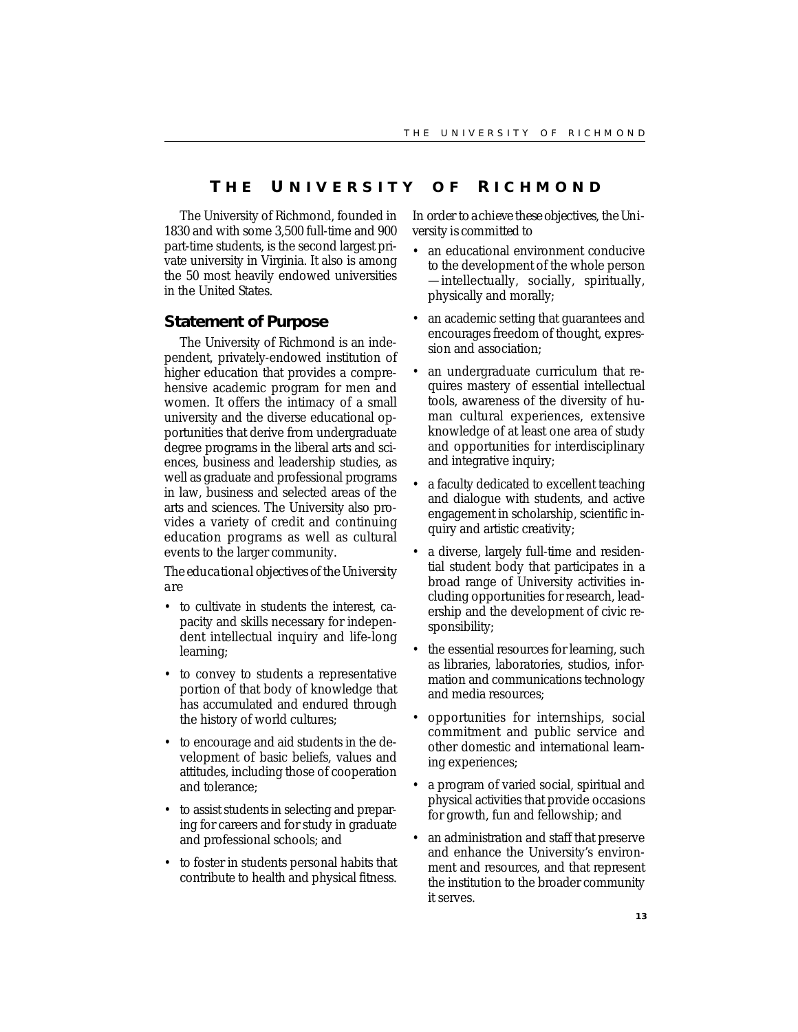# The University of Richmond

The University of Richmond, founded in 1830 and with some 3,500 full-time and 900 part-time students, is the second largest private university in Virginia. It also is among the 50 most heavily endowed universities in the United States.

## Statement of Purpose

The University of Richmond is an independent, privately-endowed institution of higher education that provides a comprehensive academic program for men and women. It offers the intimacy of a small university and the diverse educational opportunities that derive from undergraduate degree programs in the liberal arts and sciences, business and leadership studies, as well as graduate and professional programs in law, business and selected areas of the arts and sciences. The University also provides a variety of credit and continuing education programs as well as cultural events to the larger community.

*The educational objectives of the University are*

- to cultivate in students the interest, capacity and skills necessary for independent intellectual inquiry and life-long learning;
- to convey to students a representative portion of that body of knowledge that has accumulated and endured through the history of world cultures;
- to encourage and aid students in the development of basic beliefs, values and attitudes, including those of cooperation and tolerance;
- to assist students in selecting and preparing for careers and for study in graduate and professional schools; and
- to foster in students personal habits that contribute to health and physical fitness.

*In order to achieve these objectives, the University is committed to*

- an educational environment conducive to the development of the whole person —intellectually, socially, spiritually, physically and morally;
- an academic setting that guarantees and encourages freedom of thought, expression and association;
- an undergraduate curriculum that requires mastery of essential intellectual tools, awareness of the diversity of human cultural experiences, extensive knowledge of at least one area of study and opportunities for interdisciplinary and integrative inquiry;
- a faculty dedicated to excellent teaching and dialogue with students, and active engagement in scholarship, scientific inquiry and artistic creativity;
- a diverse, largely full-time and residential student body that participates in a broad range of University activities including opportunities for research, leadership and the development of civic responsibility;
- the essential resources for learning, such as libraries, laboratories, studios, information and communications technology and media resources;
- opportunities for internships, social commitment and public service and other domestic and international learning experiences;
- a program of varied social, spiritual and physical activities that provide occasions for growth, fun and fellowship; and
- an administration and staff that preserve and enhance the University's environment and resources, and that represent the institution to the broader community it serves.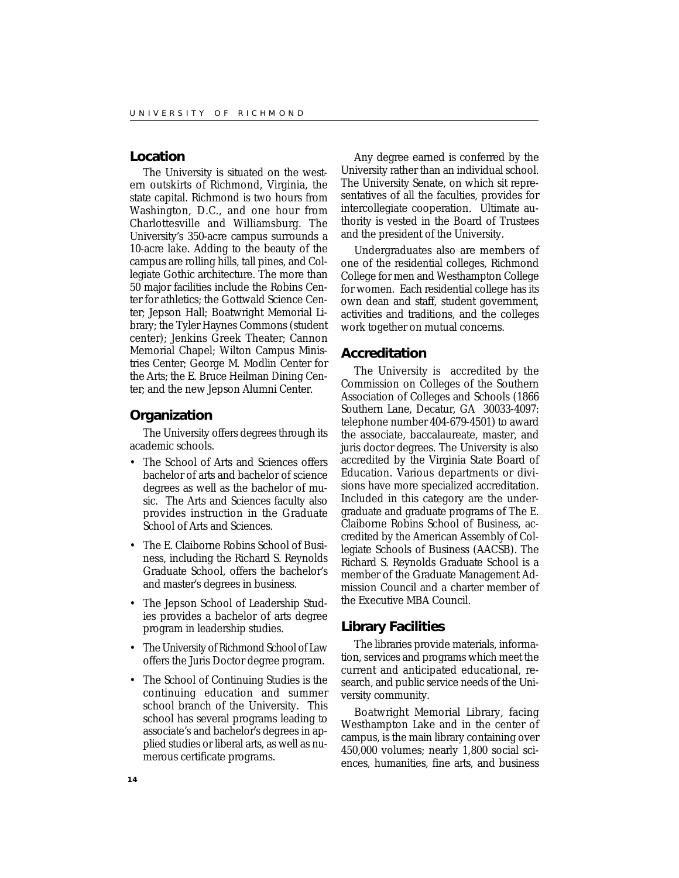## Location

The University is situated on the western outskirts of Richmond, Virginia, the state capital. Richmond is two hours from Washington, D.C., and one hour from Charlottesville and Williamsburg. The University's 350-acre campus surrounds a 10-acre lake. Adding to the beauty of the campus are rolling hills, tall pines, and Collegiate Gothic architecture. The more than 50 major facilities include the Robins Center for athletics; the Gottwald Science Center; Jepson Hall; Boatwright Memorial Library; the Tyler Haynes Commons (student center); Jenkins Greek Theater; Cannon Memorial Chapel; Wilton Campus Ministries Center; George M. Modlin Center for the Arts; the E. Bruce Heilman Dining Center; and the new Jepson Alumni Center.

## Organization

The University offers degrees through its academic schools.

- The School of Arts and Sciences offers bachelor of arts and bachelor of science degrees as well as the bachelor of music. The Arts and Sciences faculty also provides instruction in the Graduate School of Arts and Sciences.
- The E. Claiborne Robins School of Business, including the Richard S. Reynolds Graduate School, offers the bachelor's and master's degrees in business.
- The Jepson School of Leadership Studies provides a bachelor of arts degree program in leadership studies.
- The University of Richmond School of Law offers the Juris Doctor degree program.
- The School of Continuing Studies is the continuing education and summer school branch of the University. This school has several programs leading to associate's and bachelor's degrees in applied studies or liberal arts, as well as numerous certificate programs.

Any degree earned is conferred by the University rather than an individual school. The University Senate, on which sit representatives of all the faculties, provides for intercollegiate cooperation. Ultimate authority is vested in the Board of Trustees and the president of the University.

Undergraduates also are members of one of the residential colleges, Richmond College for men and Westhampton College for women. Each residential college has its own dean and staff, student government, activities and traditions, and the colleges work together on mutual concerns.

## Accreditation

The University is accredited by the Commission on Colleges of the Southern Association of Colleges and Schools (1866 Southern Lane, Decatur, GA 30033-4097: telephone number 404-679-4501) to award the associate, baccalaureate, master, and juris doctor degrees. The University is also accredited by the Virginia State Board of Education. Various departments or divisions have more specialized accreditation. Included in this category are the undergraduate and graduate programs of The E. Claiborne Robins School of Business, accredited by the American Assembly of Collegiate Schools of Business (AACSB). The Richard S. Reynolds Graduate School is a member of the Graduate Management Admission Council and a charter member of the Executive MBA Council.

## Library Facilities

The libraries provide materials, information, services and programs which meet the current and anticipated educational, research, and public service needs of the University community.

Boatwright Memorial Library, facing Westhampton Lake and in the center of campus, is the main library containing over 450,000 volumes; nearly 1,800 social sciences, humanities, fine arts, and business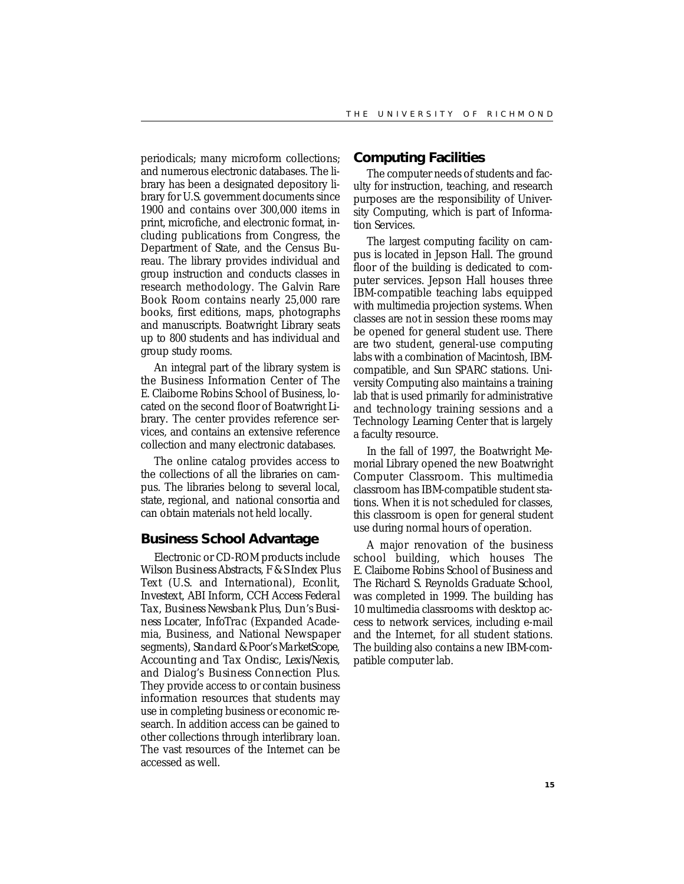periodicals; many microform collections; and numerous electronic databases. The library has been a designated depository library for U.S. government documents since 1900 and contains over 300,000 items in print, microfiche, and electronic format, including publications from Congress, the Department of State, and the Census Bureau. The library provides individual and group instruction and conducts classes in research methodology. The Galvin Rare Book Room contains nearly 25,000 rare books, first editions, maps, photographs and manuscripts. Boatwright Library seats up to 800 students and has individual and group study rooms.

An integral part of the library system is the Business Information Center of The E. Claiborne Robins School of Business, located on the second floor of Boatwright Library. The center provides reference services, and contains an extensive reference collection and many electronic databases.

The online catalog provides access to the collections of all the libraries on campus. The libraries belong to several local, state, regional, and national consortia and can obtain materials not held locally.

## Business School Advantage

Electronic or CD-ROM products include *Wilson Business Abstracts*, *F & S Index Plus Text* (U.S. and International), *Econlit*, *Investext*, *ABI Inform*, *CCH Access Federal Tax*, *Business Newsbank Plus*, *Dun's Business Locater*, *InfoTrac* (Expanded Academia, Business, and National Newspaper segments), *Standard & Poor's MarketScope*, *Accounting and Tax Ondisc*, *Lexis/Nexis*, and *Dialog's Business Connection Plus*. They provide access to or contain business information resources that students may use in completing business or economic research. In addition access can be gained to other collections through interlibrary loan. The vast resources of the Internet can be accessed as well.

## Computing Facilities

The computer needs of students and faculty for instruction, teaching, and research purposes are the responsibility of University Computing, which is part of Information Services.

The largest computing facility on campus is located in Jepson Hall. The ground floor of the building is dedicated to computer services. Jepson Hall houses three IBM-compatible teaching labs equipped with multimedia projection systems. When classes are not in session these rooms may be opened for general student use. There are two student, general-use computing labs with a combination of Macintosh, IBM-compatible, and Sun SPARC stations. University Computing also maintains a training lab that is used primarily for administrative and technology training sessions and a Technology Learning Center that is largely a faculty resource.

In the fall of 1997, the Boatwright Memorial Library opened the new Boatwright Computer Classroom. This multimedia classroom has IBM-compatible student stations. When it is not scheduled for classes, this classroom is open for general student use during normal hours of operation.

A major renovation of the business school building, which houses The E. Claiborne Robins School of Business and The Richard S. Reynolds Graduate School, was completed in 1999. The building has 10 multimedia classrooms with desktop access to network services, including e-mail and the Internet, for all student stations. The building also contains a new IBM-compatible computer lab.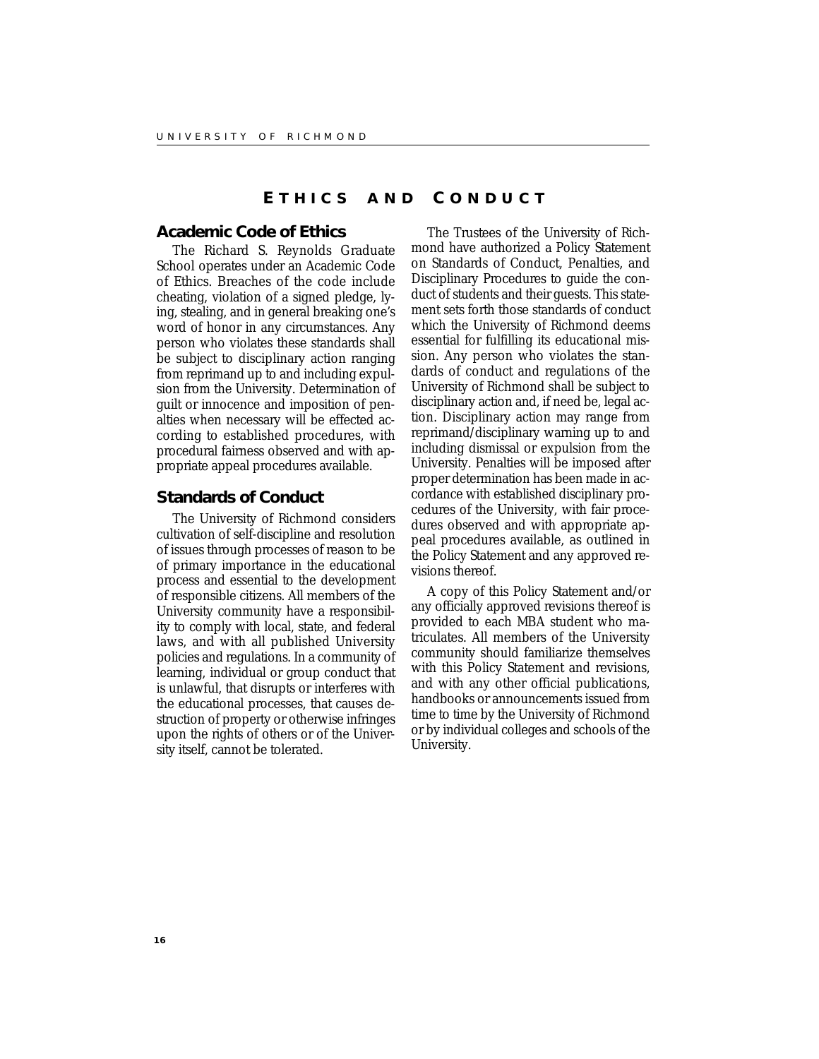# Ethics and Conduct

## Academic Code of Ethics

The Richard S. Reynolds Graduate School operates under an Academic Code of Ethics. Breaches of the code include cheating, violation of a signed pledge, lying, stealing, and in general breaking one's word of honor in any circumstances. Any person who violates these standards shall be subject to disciplinary action ranging from reprimand up to and including expulsion from the University. Determination of guilt or innocence and imposition of penalties when necessary will be effected according to established procedures, with procedural fairness observed and with appropriate appeal procedures available.

## Standards of Conduct

The University of Richmond considers cultivation of self-discipline and resolution of issues through processes of reason to be of primary importance in the educational process and essential to the development of responsible citizens. All members of the University community have a responsibility to comply with local, state, and federal laws, and with all published University policies and regulations. In a community of learning, individual or group conduct that is unlawful, that disrupts or interferes with the educational processes, that causes destruction of property or otherwise infringes upon the rights of others or of the University itself, cannot be tolerated.

The Trustees of the University of Richmond have authorized a Policy Statement on Standards of Conduct, Penalties, and Disciplinary Procedures to guide the conduct of students and their guests. This statement sets forth those standards of conduct which the University of Richmond deems essential for fulfilling its educational mission. Any person who violates the standards of conduct and regulations of the University of Richmond shall be subject to disciplinary action and, if need be, legal action. Disciplinary action may range from reprimand/disciplinary warning up to and including dismissal or expulsion from the University. Penalties will be imposed after proper determination has been made in accordance with established disciplinary procedures of the University, with fair procedures observed and with appropriate appeal procedures available, as outlined in the Policy Statement and any approved revisions thereof.

A copy of this Policy Statement and/or any officially approved revisions thereof is provided to each MBA student who matriculates. All members of the University community should familiarize themselves with this Policy Statement and revisions, and with any other official publications, handbooks or announcements issued from time to time by the University of Richmond or by individual colleges and schools of the University.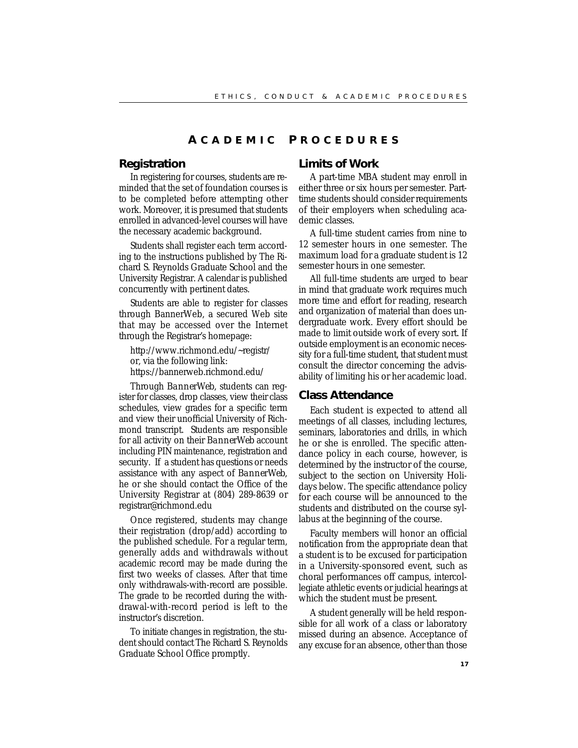# Academic Procedures

## Registration

In registering for courses, students are reminded that the set of foundation courses is to be completed before attempting other work. Moreover, it is presumed that students enrolled in advanced-level courses will have the necessary academic background.

Students shall register each term according to the instructions published by The Richard S. Reynolds Graduate School and the University Registrar. A calendar is published concurrently with pertinent dates.

Students are able to register for classes through BannerWeb, a secured Web site that may be accessed over the Internet through the Registrar's homepage:

http://www.richmond.edu/~registr/
or, via the following link:
https://bannerweb.richmond.edu/

Through BannerWeb, students can register for classes, drop classes, view their class schedules, view grades for a specific term and view their unofficial University of Richmond transcript. Students are responsible for all activity on their BannerWeb account including PIN maintenance, registration and security. If a student has questions or needs assistance with any aspect of BannerWeb, he or she should contact the Office of the University Registrar at (804) 289-8639 or registrar@richmond.edu

Once registered, students may change their registration (drop/add) according to the published schedule. For a regular term, generally adds and withdrawals without academic record may be made during the first two weeks of classes. After that time only withdrawals-with-record are possible. The grade to be recorded during the withdrawal-with-record period is left to the instructor's discretion.

To initiate changes in registration, the student should contact The Richard S. Reynolds Graduate School Office promptly.

## Limits of Work

A part-time MBA student may enroll in either three or six hours per semester. Part-time students should consider requirements of their employers when scheduling academic classes.

A full-time student carries from nine to 12 semester hours in one semester. The maximum load for a graduate student is 12 semester hours in one semester.

All full-time students are urged to bear in mind that graduate work requires much more time and effort for reading, research and organization of material than does undergraduate work. Every effort should be made to limit outside work of every sort. If outside employment is an economic necessity for a full-time student, that student must consult the director concerning the advisability of limiting his or her academic load.

## Class Attendance

Each student is expected to attend all meetings of all classes, including lectures, seminars, laboratories and drills, in which he or she is enrolled. The specific attendance policy in each course, however, is determined by the instructor of the course, subject to the section on University Holidays below. The specific attendance policy for each course will be announced to the students and distributed on the course syllabus at the beginning of the course.

Faculty members will honor an official notification from the appropriate dean that a student is to be excused for participation in a University-sponsored event, such as choral performances off campus, intercollegiate athletic events or judicial hearings at which the student must be present.

A student generally will be held responsible for all work of a class or laboratory missed during an absence. Acceptance of any excuse for an absence, other than those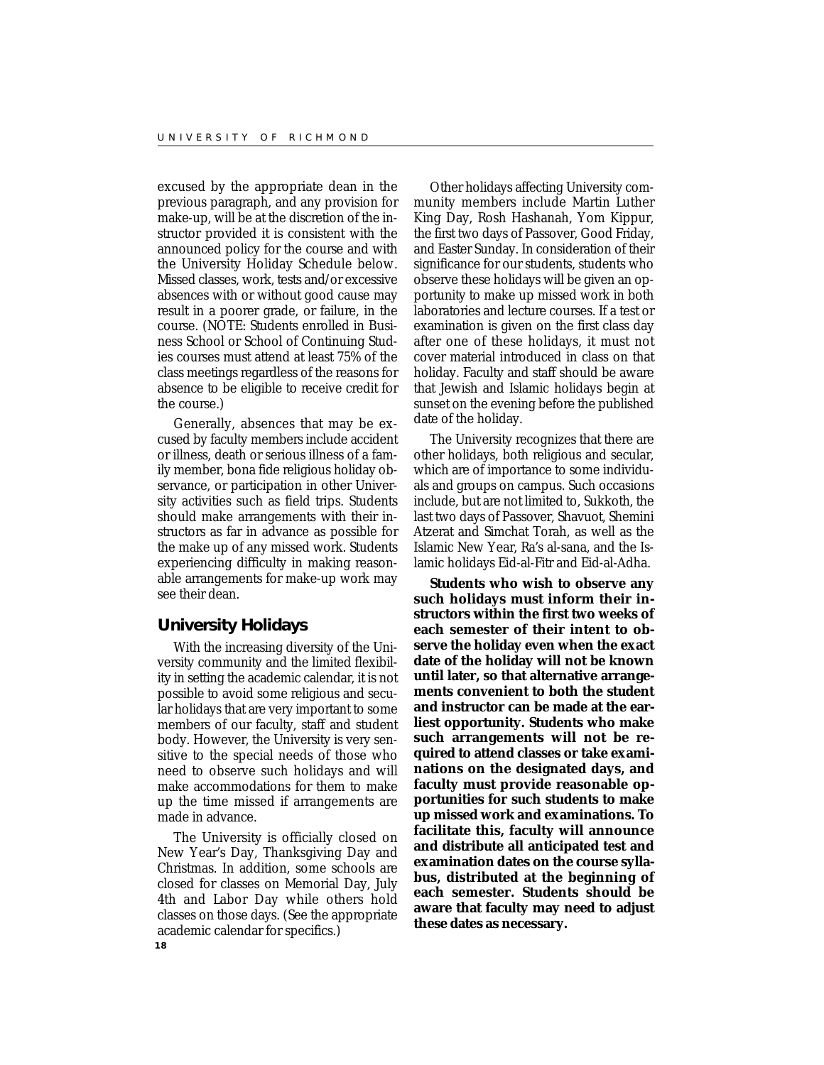excused by the appropriate dean in the previous paragraph, and any provision for make-up, will be at the discretion of the instructor provided it is consistent with the announced policy for the course and with the University Holiday Schedule below. Missed classes, work, tests and/or excessive absences with or without good cause may result in a poorer grade, or failure, in the course. (NOTE: Students enrolled in Business School or School of Continuing Studies courses must attend at least 75% of the class meetings regardless of the reasons for absence to be eligible to receive credit for the course.)

Generally, absences that may be excused by faculty members include accident or illness, death or serious illness of a family member, bona fide religious holiday observance, or participation in other University activities such as field trips. Students should make arrangements with their instructors as far in advance as possible for the make up of any missed work. Students experiencing difficulty in making reasonable arrangements for make-up work may see their dean.

## University Holidays

With the increasing diversity of the University community and the limited flexibility in setting the academic calendar, it is not possible to avoid some religious and secular holidays that are very important to some members of our faculty, staff and student body. However, the University is very sensitive to the special needs of those who need to observe such holidays and will make accommodations for them to make up the time missed if arrangements are made in advance.

The University is officially closed on New Year's Day, Thanksgiving Day and Christmas. In addition, some schools are closed for classes on Memorial Day, July 4th and Labor Day while others hold classes on those days. (See the appropriate academic calendar for specifics.)

Other holidays affecting University community members include Martin Luther King Day, Rosh Hashanah, Yom Kippur, the first two days of Passover, Good Friday, and Easter Sunday. In consideration of their significance for our students, students who observe these holidays will be given an opportunity to make up missed work in both laboratories and lecture courses. If a test or examination is given on the first class day after one of these holidays, it must not cover material introduced in class on that holiday. Faculty and staff should be aware that Jewish and Islamic holidays begin at sunset on the evening before the published date of the holiday.

The University recognizes that there are other holidays, both religious and secular, which are of importance to some individuals and groups on campus. Such occasions include, but are not limited to, Sukkoth, the last two days of Passover, Shavuot, Shemini Atzerat and Simchat Torah, as well as the Islamic New Year, Ra's al-sana, and the Islamic holidays Eid-al-Fitr and Eid-al-Adha.

**Students who wish to observe any such holidays must inform their instructors within the first two weeks of each semester of their intent to observe the holiday even when the exact date of the holiday will not be known until later, so that alternative arrangements convenient to both the student and instructor can be made at the earliest opportunity. Students who make such arrangements will not be required to attend classes or take examinations on the designated days, and faculty must provide reasonable opportunities for such students to make up missed work and examinations. To facilitate this, faculty will announce and distribute all anticipated test and examination dates on the course syllabus, distributed at the beginning of each semester. Students should be aware that faculty may need to adjust these dates as necessary.**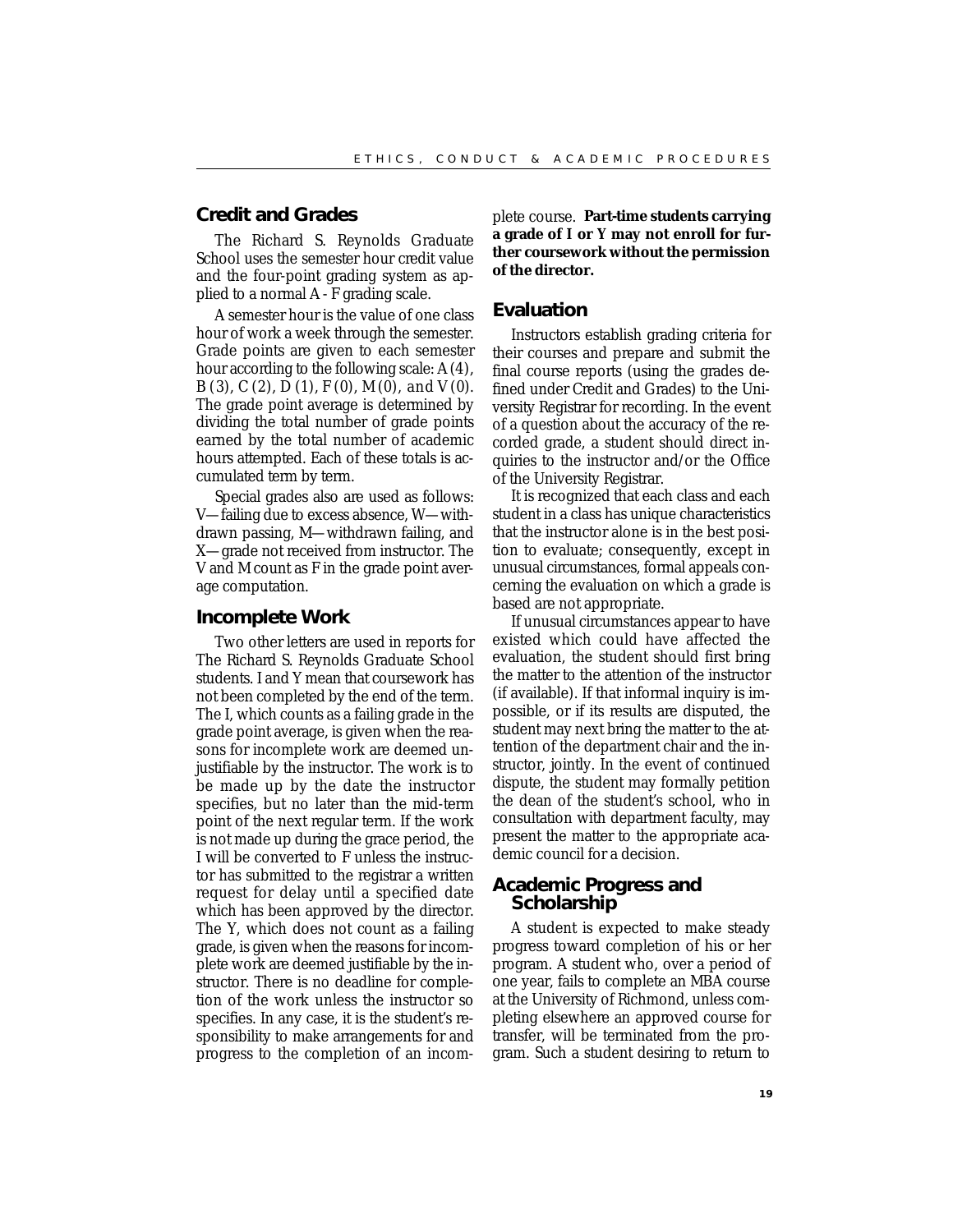## Credit and Grades

The Richard S. Reynolds Graduate School uses the semester hour credit value and the four-point grading system as applied to a normal A - F grading scale.

A semester hour is the value of one class hour of work a week through the semester. Grade points are given to each semester hour according to the following scale: A (4), B (3), C (2), D (1), F (0), M (0), and V (0). The grade point average is determined by dividing the total number of grade points earned by the total number of academic hours attempted. Each of these totals is accumulated term by term.

Special grades also are used as follows: V—failing due to excess absence, W—withdrawn passing, M—withdrawn failing, and X—grade not received from instructor. The V and M count as F in the grade point average computation.

## Incomplete Work

Two other letters are used in reports for The Richard S. Reynolds Graduate School students. I and Y mean that coursework has not been completed by the end of the term. The I, which counts as a failing grade in the grade point average, is given when the reasons for incomplete work are deemed unjustifiable by the instructor. The work is to be made up by the date the instructor specifies, but no later than the mid-term point of the next regular term. If the work is not made up during the grace period, the I will be converted to F unless the instructor has submitted to the registrar a written request for delay until a specified date which has been approved by the director. The Y, which does not count as a failing grade, is given when the reasons for incomplete work are deemed justifiable by the instructor. There is no deadline for completion of the work unless the instructor so specifies. In any case, it is the student's responsibility to make arrangements for and progress to the completion of an incomplete course. **Part-time students carrying a grade of I or Y may not enroll for further coursework without the permission of the director.**

## Evaluation

Instructors establish grading criteria for their courses and prepare and submit the final course reports (using the grades defined under Credit and Grades) to the University Registrar for recording. In the event of a question about the accuracy of the recorded grade, a student should direct inquiries to the instructor and/or the Office of the University Registrar.

It is recognized that each class and each student in a class has unique characteristics that the instructor alone is in the best position to evaluate; consequently, except in unusual circumstances, formal appeals concerning the evaluation on which a grade is based are not appropriate.

If unusual circumstances appear to have existed which could have affected the evaluation, the student should first bring the matter to the attention of the instructor (if available). If that informal inquiry is impossible, or if its results are disputed, the student may next bring the matter to the attention of the department chair and the instructor, jointly. In the event of continued dispute, the student may formally petition the dean of the student's school, who in consultation with department faculty, may present the matter to the appropriate academic council for a decision.

## Academic Progress and Scholarship

A student is expected to make steady progress toward completion of his or her program. A student who, over a period of one year, fails to complete an MBA course at the University of Richmond, unless completing elsewhere an approved course for transfer, will be terminated from the program. Such a student desiring to return to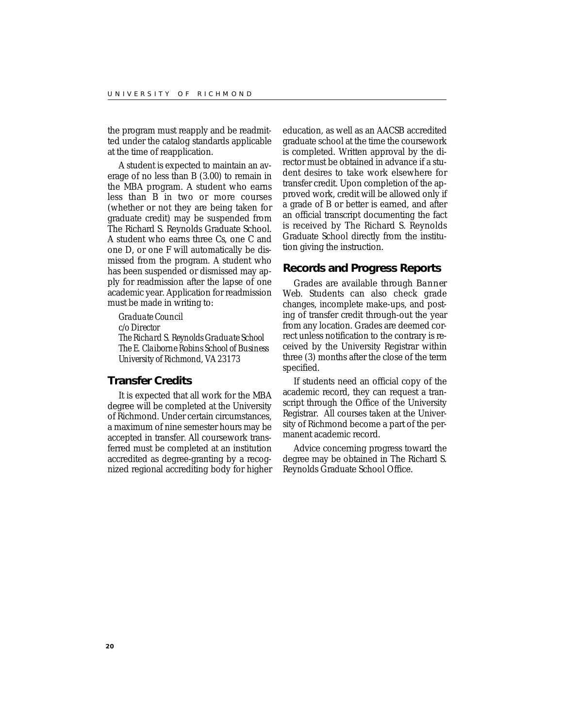the program must reapply and be readmitted under the catalog standards applicable at the time of reapplication.

A student is expected to maintain an average of no less than B (3.00) to remain in the MBA program. A student who earns less than B in two or more courses (whether or not they are being taken for graduate credit) may be suspended from The Richard S. Reynolds Graduate School. A student who earns three Cs, one C and one D, or one F will automatically be dismissed from the program. A student who has been suspended or dismissed may apply for readmission after the lapse of one academic year. Application for readmission must be made in writing to:

*Graduate Council*
*c/o Director*
*The Richard S. Reynolds Graduate School*
*The E. Claiborne Robins School of Business*
*University of Richmond, VA 23173*

## Transfer Credits

It is expected that all work for the MBA degree will be completed at the University of Richmond. Under certain circumstances, a maximum of nine semester hours may be accepted in transfer. All coursework transferred must be completed at an institution accredited as degree-granting by a recognized regional accrediting body for higher education, as well as an AACSB accredited graduate school at the time the coursework is completed. Written approval by the director must be obtained in advance if a student desires to take work elsewhere for transfer credit. Upon completion of the approved work, credit will be allowed only if a grade of B or better is earned, and after an official transcript documenting the fact is received by The Richard S. Reynolds Graduate School directly from the institution giving the instruction.

## Records and Progress Reports

Grades are available through Banner Web. Students can also check grade changes, incomplete make-ups, and posting of transfer credit through-out the year from any location. Grades are deemed correct unless notification to the contrary is received by the University Registrar within three (3) months after the close of the term specified.

If students need an official copy of the academic record, they can request a transcript through the Office of the University Registrar. All courses taken at the University of Richmond become a part of the permanent academic record.

Advice concerning progress toward the degree may be obtained in The Richard S. Reynolds Graduate School Office.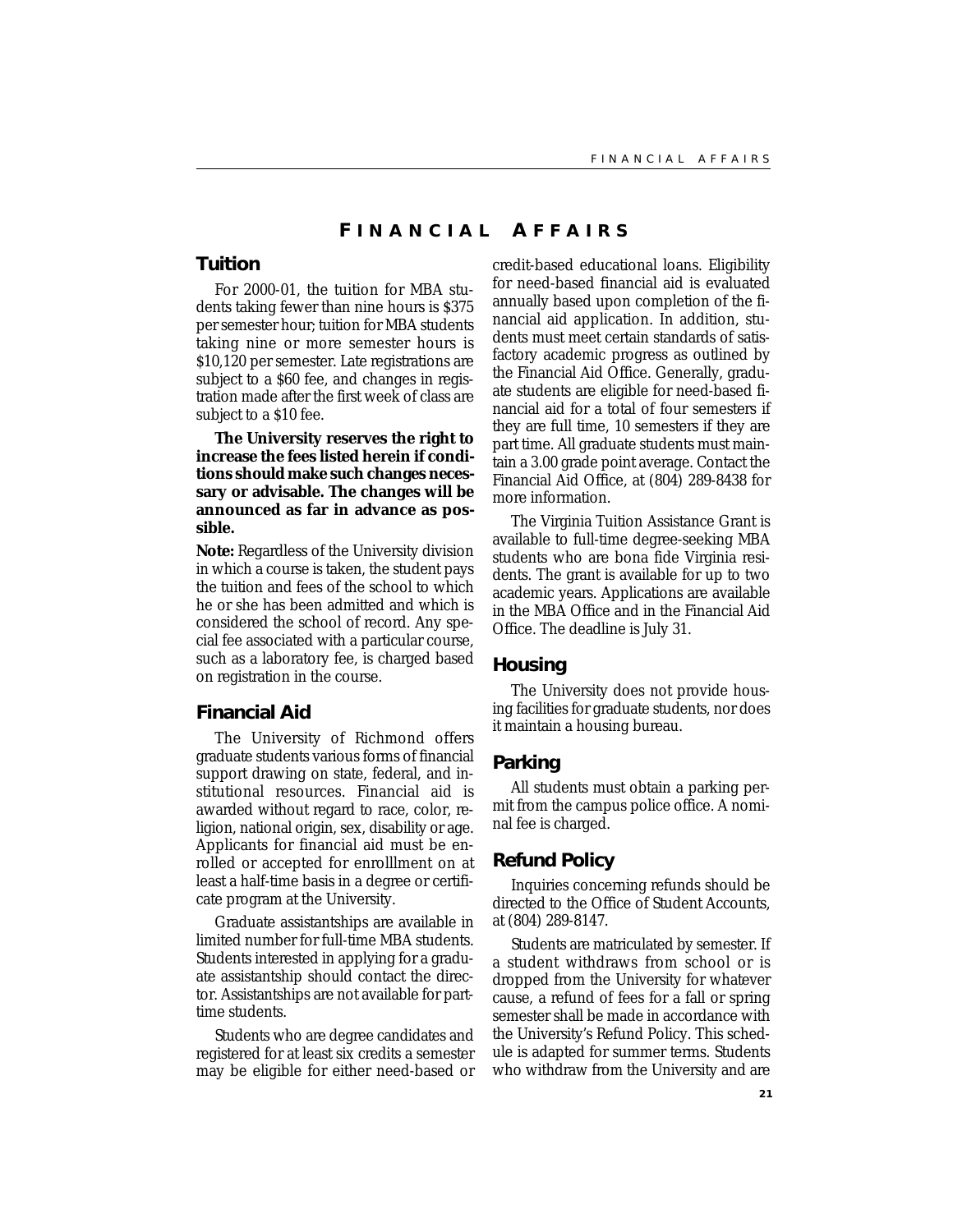# Financial Affairs

## Tuition

For 2000-01, the tuition for MBA students taking fewer than nine hours is $375 per semester hour; tuition for MBA students taking nine or more semester hours is $10,120 per semester. Late registrations are subject to a $60 fee, and changes in registration made after the first week of class are subject to a $10 fee.

**The University reserves the right to increase the fees listed herein if conditions should make such changes necessary or advisable. The changes will be announced as far in advance as possible.**

**Note:** Regardless of the University division in which a course is taken, the student pays the tuition and fees of the school to which he or she has been admitted and which is considered the school of record. Any special fee associated with a particular course, such as a laboratory fee, is charged based on registration in the course.

## Financial Aid

The University of Richmond offers graduate students various forms of financial support drawing on state, federal, and institutional resources. Financial aid is awarded without regard to race, color, religion, national origin, sex, disability or age. Applicants for financial aid must be enrolled or accepted for enrolllment on at least a half-time basis in a degree or certificate program at the University.

Graduate assistantships are available in limited number for full-time MBA students. Students interested in applying for a graduate assistantship should contact the director. Assistantships are not available for part-time students.

Students who are degree candidates and registered for at least six credits a semester may be eligible for either need-based or credit-based educational loans. Eligibility for need-based financial aid is evaluated annually based upon completion of the financial aid application. In addition, students must meet certain standards of satisfactory academic progress as outlined by the Financial Aid Office. Generally, graduate students are eligible for need-based financial aid for a total of four semesters if they are full time, 10 semesters if they are part time. All graduate students must maintain a 3.00 grade point average. Contact the Financial Aid Office, at (804) 289-8438 for more information.

The Virginia Tuition Assistance Grant is available to full-time degree-seeking MBA students who are bona fide Virginia residents. The grant is available for up to two academic years. Applications are available in the MBA Office and in the Financial Aid Office. The deadline is July 31.

## Housing

The University does not provide housing facilities for graduate students, nor does it maintain a housing bureau.

## Parking

All students must obtain a parking permit from the campus police office. A nominal fee is charged.

## Refund Policy

Inquiries concerning refunds should be directed to the Office of Student Accounts, at (804) 289-8147.

Students are matriculated by semester. If a student withdraws from school or is dropped from the University for whatever cause, a refund of fees for a fall or spring semester shall be made in accordance with the University's Refund Policy. This schedule is adapted for summer terms. Students who withdraw from the University and are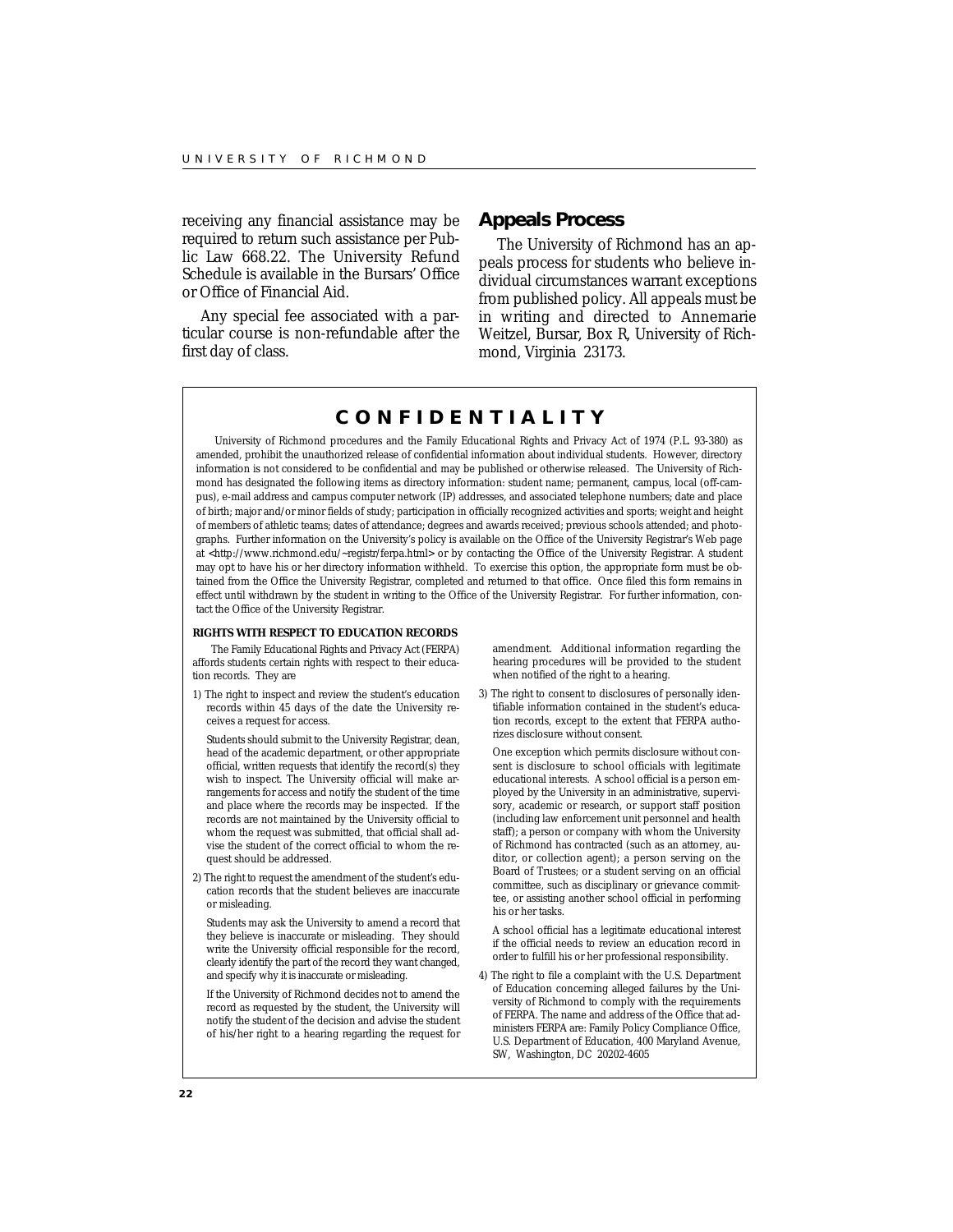receiving any financial assistance may be required to return such assistance per Public Law 668.22. The University Refund Schedule is available in the Bursars' Office or Office of Financial Aid.

Any special fee associated with a particular course is non-refundable after the first day of class.

## Appeals Process

The University of Richmond has an appeals process for students who believe individual circumstances warrant exceptions from published policy. All appeals must be in writing and directed to Annemarie Weitzel, Bursar, Box R, University of Richmond, Virginia 23173.

## CONFIDENTIALITY

University of Richmond procedures and the Family Educational Rights and Privacy Act of 1974 (P.L. 93-380) as amended, prohibit the unauthorized release of confidential information about individual students. However, directory information is not considered to be confidential and may be published or otherwise released. The University of Richmond has designated the following items as directory information: student name; permanent, campus, local (off-campus), e-mail address and campus computer network (IP) addresses, and associated telephone numbers; date and place of birth; major and/or minor fields of study; participation in officially recognized activities and sports; weight and height of members of athletic teams; dates of attendance; degrees and awards received; previous schools attended; and photographs. Further information on the University's policy is available on the Office of the University Registrar's Web page at <http://www.richmond.edu/~registr/ferpa.html> or by contacting the Office of the University Registrar. A student may opt to have his or her directory information withheld. To exercise this option, the appropriate form must be obtained from the Office the University Registrar, completed and returned to that office. Once filed this form remains in effect until withdrawn by the student in writing to the Office of the University Registrar. For further information, contact the Office of the University Registrar.

**RIGHTS WITH RESPECT TO EDUCATION RECORDS**

The Family Educational Rights and Privacy Act (FERPA) affords students certain rights with respect to their education records. They are

1) The right to inspect and review the student's education records within 45 days of the date the University receives a request for access.

   Students should submit to the University Registrar, dean, head of the academic department, or other appropriate official, written requests that identify the record(s) they wish to inspect. The University official will make arrangements for access and notify the student of the time and place where the records may be inspected. If the records are not maintained by the University official to whom the request was submitted, that official shall advise the student of the correct official to whom the request should be addressed.

2) The right to request the amendment of the student's education records that the student believes are inaccurate or misleading.

   Students may ask the University to amend a record that they believe is inaccurate or misleading. They should write the University official responsible for the record, clearly identify the part of the record they want changed, and specify why it is inaccurate or misleading.

   If the University of Richmond decides not to amend the record as requested by the student, the University will notify the student of the decision and advise the student of his/her right to a hearing regarding the request for amendment. Additional information regarding the hearing procedures will be provided to the student when notified of the right to a hearing.

3) The right to consent to disclosures of personally identifiable information contained in the student's education records, except to the extent that FERPA authorizes disclosure without consent.

   One exception which permits disclosure without consent is disclosure to school officials with legitimate educational interests. A school official is a person employed by the University in an administrative, supervisory, academic or research, or support staff position (including law enforcement unit personnel and health staff); a person or company with whom the University of Richmond has contracted (such as an attorney, auditor, or collection agent); a person serving on the Board of Trustees; or a student serving on an official committee, such as disciplinary or grievance committee, or assisting another school official in performing his or her tasks.

   A school official has a legitimate educational interest if the official needs to review an education record in order to fulfill his or her professional responsibility.

4) The right to file a complaint with the U.S. Department of Education concerning alleged failures by the University of Richmond to comply with the requirements of FERPA. The name and address of the Office that administers FERPA are: Family Policy Compliance Office, U.S. Department of Education, 400 Maryland Avenue, SW, Washington, DC 20202-4605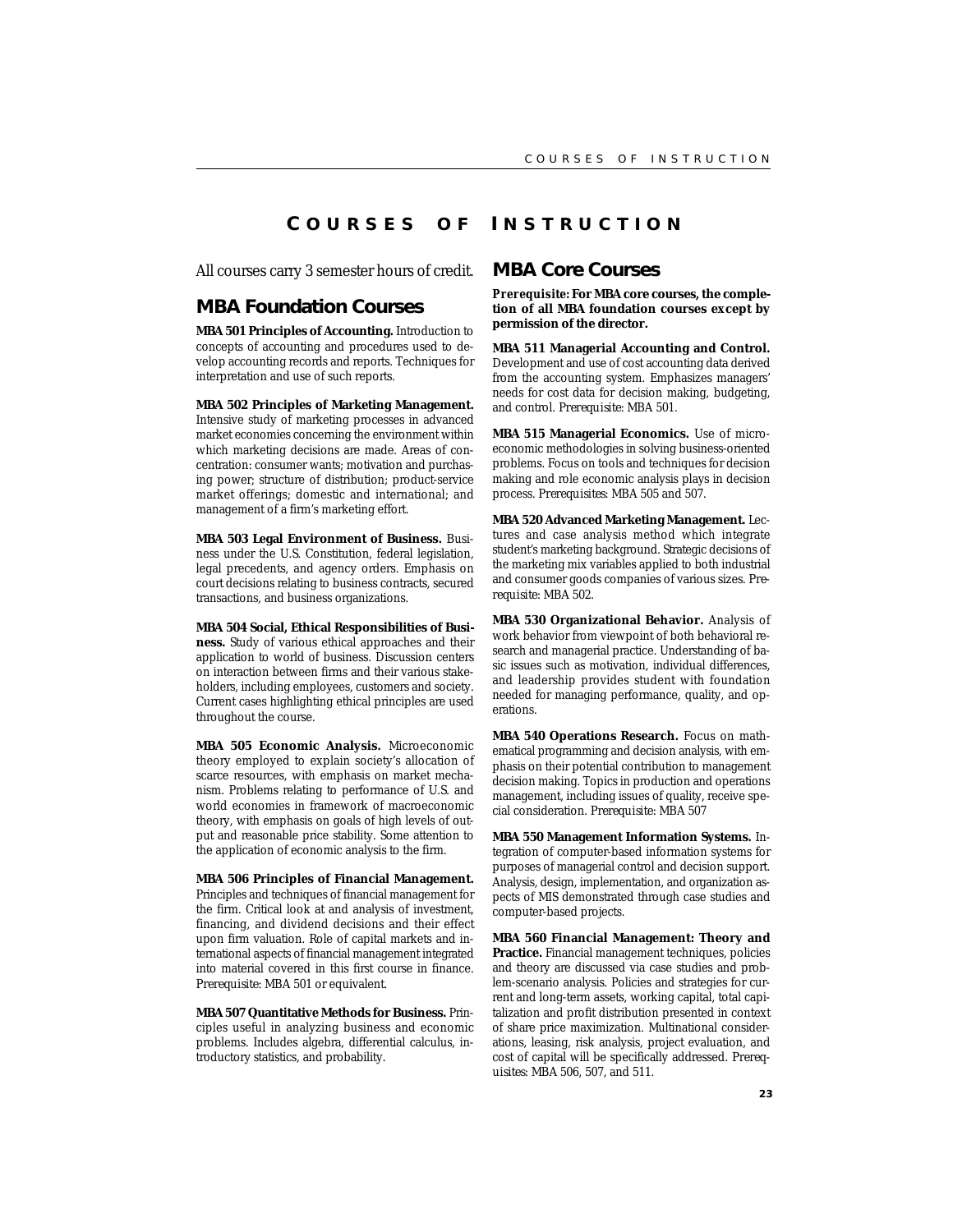// Page 23
# Courses of Instruction

*All courses carry 3 semester hours of credit.*

## MBA Foundation Courses

**MBA 501 Principles of Accounting.** Introduction to concepts of accounting and procedures used to develop accounting records and reports. Techniques for interpretation and use of such reports.

**MBA 502 Principles of Marketing Management.** Intensive study of marketing processes in advanced market economies concerning the environment within which marketing decisions are made. Areas of concentration: consumer wants; motivation and purchasing power; structure of distribution; product-service market offerings; domestic and international; and management of a firm's marketing effort.

**MBA 503 Legal Environment of Business.** Business under the U.S. Constitution, federal legislation, legal precedents, and agency orders. Emphasis on court decisions relating to business contracts, secured transactions, and business organizations.

**MBA 504 Social, Ethical Responsibilities of Business.** Study of various ethical approaches and their application to world of business. Discussion centers on interaction between firms and their various stakeholders, including employees, customers and society. Current cases highlighting ethical principles are used throughout the course.

**MBA 505 Economic Analysis.** Microeconomic theory employed to explain society's allocation of scarce resources, with emphasis on market mechanism. Problems relating to performance of U.S. and world economies in framework of macroeconomic theory, with emphasis on goals of high levels of output and reasonable price stability. Some attention to the application of economic analysis to the firm.

**MBA 506 Principles of Financial Management.** Principles and techniques of financial management for the firm. Critical look at and analysis of investment, financing, and dividend decisions and their effect upon firm valuation. Role of capital markets and international aspects of financial management integrated into material covered in this first course in finance. Prerequisite: MBA 501 or equivalent.

**MBA 507 Quantitative Methods for Business.** Principles useful in analyzing business and economic problems. Includes algebra, differential calculus, introductory statistics, and probability.

## MBA Core Courses

**Prerequisite: For MBA core courses, the completion of all MBA foundation courses except by permission of the director.**

**MBA 511 Managerial Accounting and Control.** Development and use of cost accounting data derived from the accounting system. Emphasizes managers' needs for cost data for decision making, budgeting, and control. Prerequisite: MBA 501.

**MBA 515 Managerial Economics.** Use of microeconomic methodologies in solving business-oriented problems. Focus on tools and techniques for decision making and role economic analysis plays in decision process. Prerequisites: MBA 505 and 507.

**MBA 520 Advanced Marketing Management.** Lectures and case analysis method which integrate student's marketing background. Strategic decisions of the marketing mix variables applied to both industrial and consumer goods companies of various sizes. Prerequisite: MBA 502.

**MBA 530 Organizational Behavior.** Analysis of work behavior from viewpoint of both behavioral research and managerial practice. Understanding of basic issues such as motivation, individual differences, and leadership provides student with foundation needed for managing performance, quality, and operations.

**MBA 540 Operations Research.** Focus on mathematical programming and decision analysis, with emphasis on their potential contribution to management decision making. Topics in production and operations management, including issues of quality, receive special consideration. Prerequisite: MBA 507

**MBA 550 Management Information Systems.** Integration of computer-based information systems for purposes of managerial control and decision support. Analysis, design, implementation, and organization aspects of MIS demonstrated through case studies and computer-based projects.

**MBA 560 Financial Management: Theory and Practice.** Financial management techniques, policies and theory are discussed via case studies and problem-scenario analysis. Policies and strategies for current and long-term assets, working capital, total capitalization and profit distribution presented in context of share price maximization. Multinational considerations, leasing, risk analysis, project evaluation, and cost of capital will be specifically addressed. Prerequisites: MBA 506, 507, and 511.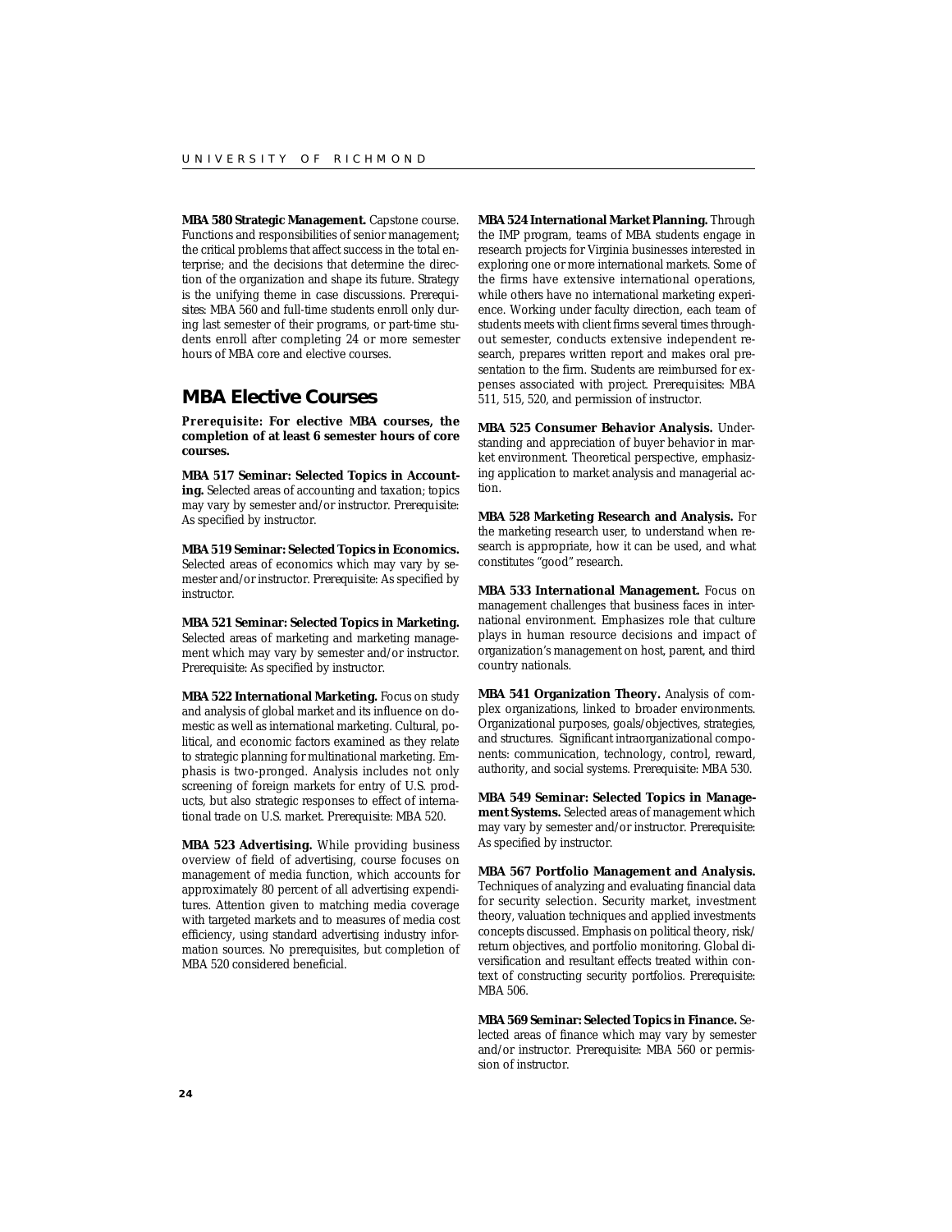**MBA 580 Strategic Management.** Capstone course. Functions and responsibilities of senior management; the critical problems that affect success in the total enterprise; and the decisions that determine the direction of the organization and shape its future. Strategy is the unifying theme in case discussions. Prerequisites: MBA 560 and full-time students enroll only during last semester of their programs, or part-time students enroll after completing 24 or more semester hours of MBA core and elective courses.

## MBA Elective Courses

**Prerequisite: For elective MBA courses, the completion of at least 6 semester hours of core courses.**

**MBA 517 Seminar: Selected Topics in Accounting.** Selected areas of accounting and taxation; topics may vary by semester and/or instructor. Prerequisite: As specified by instructor.

**MBA 519 Seminar: Selected Topics in Economics.** Selected areas of economics which may vary by semester and/or instructor. Prerequisite: As specified by instructor.

**MBA 521 Seminar: Selected Topics in Marketing.** Selected areas of marketing and marketing management which may vary by semester and/or instructor. Prerequisite: As specified by instructor.

**MBA 522 International Marketing.** Focus on study and analysis of global market and its influence on domestic as well as international marketing. Cultural, political, and economic factors examined as they relate to strategic planning for multinational marketing. Emphasis is two-pronged. Analysis includes not only screening of foreign markets for entry of U.S. products, but also strategic responses to effect of international trade on U.S. market. Prerequisite: MBA 520.

**MBA 523 Advertising.** While providing business overview of field of advertising, course focuses on management of media function, which accounts for approximately 80 percent of all advertising expenditures. Attention given to matching media coverage with targeted markets and to measures of media cost efficiency, using standard advertising industry information sources. No prerequisites, but completion of MBA 520 considered beneficial.

**MBA 524 International Market Planning.** Through the IMP program, teams of MBA students engage in research projects for Virginia businesses interested in exploring one or more international markets. Some of the firms have extensive international operations, while others have no international marketing experience. Working under faculty direction, each team of students meets with client firms several times throughout semester, conducts extensive independent research, prepares written report and makes oral presentation to the firm. Students are reimbursed for expenses associated with project. Prerequisites: MBA 511, 515, 520, and permission of instructor.

**MBA 525 Consumer Behavior Analysis.** Understanding and appreciation of buyer behavior in market environment. Theoretical perspective, emphasizing application to market analysis and managerial action.

**MBA 528 Marketing Research and Analysis.** For the marketing research user, to understand when research is appropriate, how it can be used, and what constitutes "good" research.

**MBA 533 International Management.** Focus on management challenges that business faces in international environment. Emphasizes role that culture plays in human resource decisions and impact of organization's management on host, parent, and third country nationals.

**MBA 541 Organization Theory.** Analysis of complex organizations, linked to broader environments. Organizational purposes, goals/objectives, strategies, and structures. Significant intraorganizational components: communication, technology, control, reward, authority, and social systems. Prerequisite: MBA 530.

**MBA 549 Seminar: Selected Topics in Management Systems.** Selected areas of management which may vary by semester and/or instructor. Prerequisite: As specified by instructor.

**MBA 567 Portfolio Management and Analysis.** Techniques of analyzing and evaluating financial data for security selection. Security market, investment theory, valuation techniques and applied investments concepts discussed. Emphasis on political theory, risk/return objectives, and portfolio monitoring. Global diversification and resultant effects treated within context of constructing security portfolios. Prerequisite: MBA 506.

**MBA 569 Seminar: Selected Topics in Finance.** Selected areas of finance which may vary by semester and/or instructor. Prerequisite: MBA 560 or permission of instructor.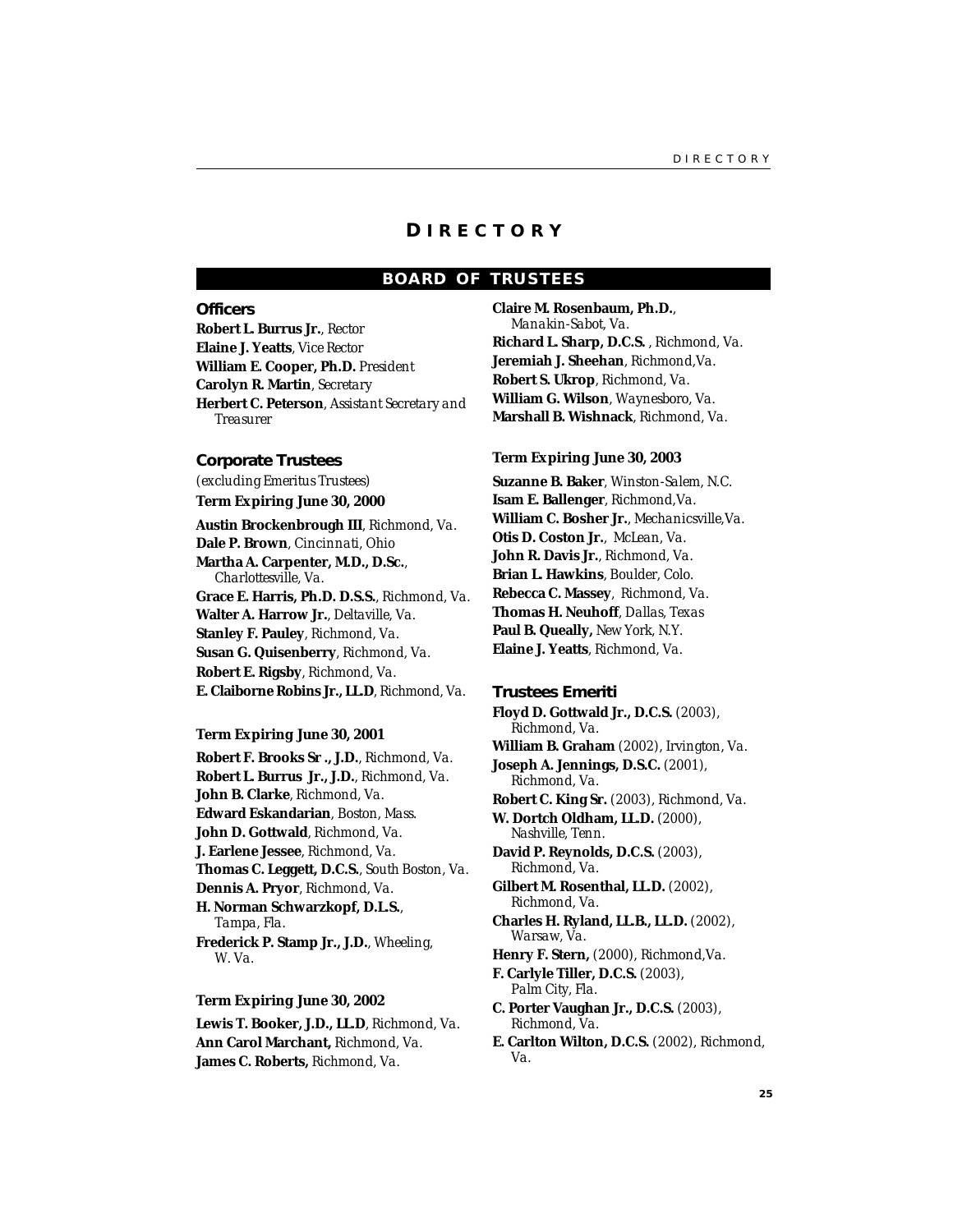# DIRECTORY

## BOARD OF TRUSTEES

### Officers

**Robert L. Burrus Jr.**, *Rector*
**Elaine J. Yeatts**, *Vice Rector*
**William E. Cooper, Ph.D.** *President*
**Carolyn R. Martin**, *Secretary*
**Herbert C. Peterson**, *Assistant Secretary and Treasurer*

### Corporate Trustees

*(excluding Emeritus Trustees)*

**Term Expiring June 30, 2000**

**Austin Brockenbrough III**, *Richmond, Va.*
**Dale P. Brown**, *Cincinnati, Ohio*
**Martha A. Carpenter, M.D., D.Sc.**, *Charlottesville, Va.*
**Grace E. Harris, Ph.D. D.S.S.**, *Richmond, Va.*
**Walter A. Harrow Jr.**, *Deltaville, Va.*
**Stanley F. Pauley**, *Richmond, Va.*
**Susan G. Quisenberry**, *Richmond, Va.*
**Robert E. Rigsby**, *Richmond, Va.*
**E. Claiborne Robins Jr., LL.D**, *Richmond, Va.*

**Term Expiring June 30, 2001**

**Robert F. Brooks Sr ., J.D.**, *Richmond, Va.*
**Robert L. Burrus Jr., J.D.**, *Richmond, Va.*
**John B. Clarke**, *Richmond, Va.*
**Edward Eskandarian**, *Boston, Mass.*
**John D. Gottwald**, *Richmond, Va.*
**J. Earlene Jessee**, *Richmond, Va.*
**Thomas C. Leggett, D.C.S.**, *South Boston, Va.*
**Dennis A. Pryor**, *Richmond, Va.*
**H. Norman Schwarzkopf, D.L.S.**, *Tampa, Fla.*
**Frederick P. Stamp Jr., J.D.**, *Wheeling, W. Va.*

**Term Expiring June 30, 2002**

**Lewis T. Booker, J.D., LL.D**, *Richmond, Va.*
**Ann Carol Marchant,** *Richmond, Va.*
**James C. Roberts,** *Richmond, Va.*
**Claire M. Rosenbaum, Ph.D.**, *Manakin-Sabot, Va.*
**Richard L. Sharp, D.C.S.** , *Richmond, Va.*
**Jeremiah J. Sheehan**, *Richmond,Va.*
**Robert S. Ukrop**, *Richmond, Va.*
**William G. Wilson**, *Waynesboro, Va.*
**Marshall B. Wishnack**, *Richmond, Va.*

**Term Expiring June 30, 2003**

**Suzanne B. Baker**, *Winston-Salem, N.C.*
**Isam E. Ballenger**, *Richmond,Va.*
**William C. Bosher Jr.**, *Mechanicsville,Va.*
**Otis D. Coston Jr.**, *McLean, Va.*
**John R. Davis Jr.**, *Richmond, Va.*
**Brian L. Hawkins**, *Boulder, Colo.*
**Rebecca C. Massey**, *Richmond, Va.*
**Thomas H. Neuhoff**, *Dallas, Texas*
**Paul B. Queally,** *New York, N.Y.*
**Elaine J. Yeatts**, *Richmond, Va.*

### Trustees Emeriti

**Floyd D. Gottwald Jr., D.C.S.** (2003), *Richmond, Va.*
**William B. Graham** (2002), *Irvington, Va.*
**Joseph A. Jennings, D.S.C.** (2001), *Richmond, Va.*
**Robert C. King Sr.** (2003), *Richmond, Va.*
**W. Dortch Oldham, LL.D.** (2000), *Nashville, Tenn.*
**David P. Reynolds, D.C.S.** (2003), *Richmond, Va.*
**Gilbert M. Rosenthal, LL.D.** (2002), *Richmond, Va.*
**Charles H. Ryland, LL.B., LL.D.** (2002), *Warsaw, Va.*
**Henry F. Stern,** (2000), *Richmond,Va.*
**F. Carlyle Tiller, D.C.S.** (2003), *Palm City, Fla.*
**C. Porter Vaughan Jr., D.C.S.** (2003), *Richmond, Va.*
**E. Carlton Wilton, D.C.S.** (2002), *Richmond, Va.*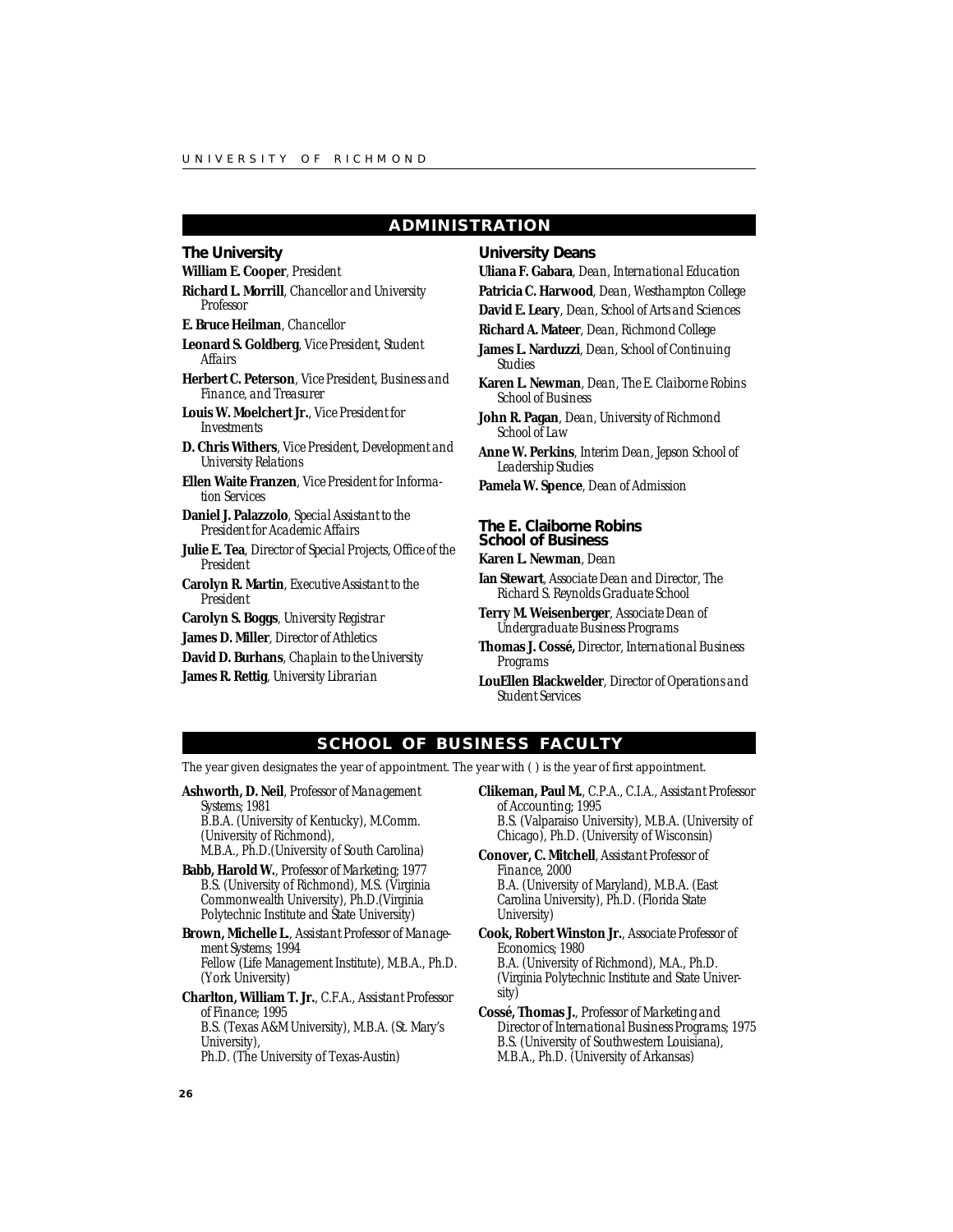## ADMINISTRATION

### The University

**William E. Cooper**, *President*

**Richard L. Morrill**, *Chancellor and University Professor*

**E. Bruce Heilman**, *Chancellor*

**Leonard S. Goldberg**, *Vice President, Student Affairs*

**Herbert C. Peterson**, *Vice President, Business and Finance, and Treasurer*

**Louis W. Moelchert Jr.**, *Vice President for Investments*

**D. Chris Withers**, *Vice President, Development and University Relations*

**Ellen Waite Franzen**, *Vice President for Information Services*

**Daniel J. Palazzolo**, *Special Assistant to the President for Academic Affairs*

**Julie E. Tea**, *Director of Special Projects, Office of the President*

**Carolyn R. Martin**, *Executive Assistant to the President*

**Carolyn S. Boggs**, *University Registrar*

**James D. Miller**, *Director of Athletics*

**David D. Burhans**, *Chaplain to the University*

**James R. Rettig**, *University Librarian*

### University Deans

**Uliana F. Gabara**, *Dean, International Education*

**Patricia C. Harwood**, *Dean, Westhampton College*

**David E. Leary**, *Dean, School of Arts and Sciences*

**Richard A. Mateer**, *Dean, Richmond College*

**James L. Narduzzi**, *Dean, School of Continuing Studies*

**Karen L. Newman**, *Dean, The E. Claiborne Robins School of Business*

**John R. Pagan**, *Dean, University of Richmond School of Law*

**Anne W. Perkins**, *Interim Dean, Jepson School of Leadership Studies*

**Pamela W. Spence**, *Dean of Admission*

### The E. Claiborne Robins School of Business

**Karen L. Newman**, *Dean*

**Ian Stewart**, *Associate Dean and Director, The Richard S. Reynolds Graduate School*

**Terry M. Weisenberger**, *Associate Dean of Undergraduate Business Programs*

**Thomas J. Cossé,** *Director, International Business Programs*

**LouEllen Blackwelder**, *Director of Operations and Student Services*

## SCHOOL OF BUSINESS FACULTY

The year given designates the year of appointment. The year with ( ) is the year of first appointment.

**Ashworth, D. Neil**, *Professor of Management Systems*; 1981
B.B.A. (University of Kentucky), M.Comm. (University of Richmond),
M.B.A., Ph.D.(University of South Carolina)

**Babb, Harold W.**, *Professor of Marketing*; 1977
B.S. (University of Richmond), M.S. (Virginia Commonwealth University), Ph.D.(Virginia Polytechnic Institute and State University)

**Brown, Michelle L.**, *Assistant Professor of Management Systems*; 1994
Fellow (Life Management Institute), M.B.A., Ph.D. (York University)

**Charlton, William T. Jr.**, C.F.A., *Assistant Professor of Finance*; 1995
B.S. (Texas A&M University), M.B.A. (St. Mary's University),
Ph.D. (The University of Texas-Austin)

**Clikeman, Paul M.**, C.P.A., C.I.A., *Assistant Professor of Accounting*; 1995
B.S. (Valparaiso University), M.B.A. (University of Chicago), Ph.D. (University of Wisconsin)

**Conover, C. Mitchell**, *Assistant Professor of Finance*, 2000
B.A. (University of Maryland), M.B.A. (East Carolina University), Ph.D. (Florida State University)

**Cook, Robert Winston Jr.**, *Associate Professor of Economics*; 1980
B.A. (University of Richmond), M.A., Ph.D. (Virginia Polytechnic Institute and State University)

**Cossé, Thomas J.**, *Professor of Marketing and Director of International Business Programs*; 1975
B.S. (University of Southwestern Louisiana), M.B.A., Ph.D. (University of Arkansas)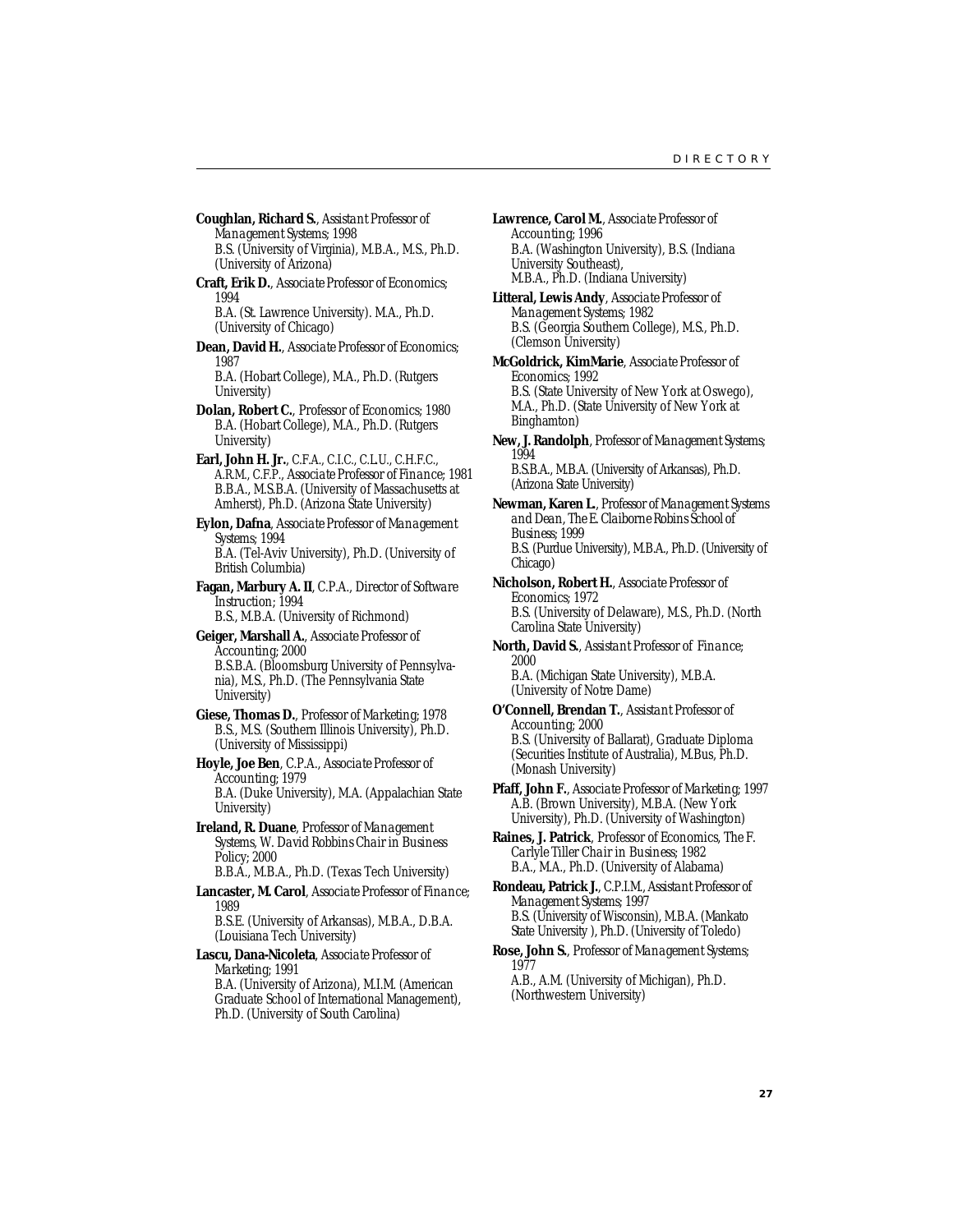**Coughlan, Richard S.**, *Assistant Professor of Management Systems; 1998*
B.S. (University of Virginia), M.B.A., M.S., Ph.D. (University of Arizona)

**Craft, Erik D.**, *Associate Professor of Economics; 1994*
B.A. (St. Lawrence University). M.A., Ph.D. (University of Chicago)

**Dean, David H.**, *Associate Professor of Economics; 1987*
B.A. (Hobart College), M.A., Ph.D. (Rutgers University)

**Dolan, Robert C.**, *Professor of Economics; 1980*
B.A. (Hobart College), M.A., Ph.D. (Rutgers University)

**Earl, John H. Jr.**, C.F.A., C.I.C., C.L.U., C.H.F.C., A.R.M., C.F.P., *Associate Professor of Finance; 1981*
B.B.A., M.S.B.A. (University of Massachusetts at Amherst), Ph.D. (Arizona State University)

**Eylon, Dafna**, *Associate Professor of Management Systems; 1994*
B.A. (Tel-Aviv University), Ph.D. (University of British Columbia)

**Fagan, Marbury A. II**, C.P.A., *Director of Software Instruction; 1994*
B.S., M.B.A. (University of Richmond)

**Geiger, Marshall A.**, *Associate Professor of Accounting; 2000*
B.S.B.A. (Bloomsburg University of Pennsylvania), M.S., Ph.D. (The Pennsylvania State University)

**Giese, Thomas D.**, *Professor of Marketing; 1978*
B.S., M.S. (Southern Illinois University), Ph.D. (University of Mississippi)

**Hoyle, Joe Ben**, C.P.A., *Associate Professor of Accounting; 1979*
B.A. (Duke University), M.A. (Appalachian State University)

**Ireland, R. Duane**, *Professor of Management Systems, W. David Robbins Chair in Business Policy; 2000*
B.B.A., M.B.A., Ph.D. (Texas Tech University)

**Lancaster, M. Carol**, *Associate Professor of Finance; 1989*
B.S.E. (University of Arkansas), M.B.A., D.B.A. (Louisiana Tech University)

**Lascu, Dana-Nicoleta**, *Associate Professor of Marketing; 1991*
B.A. (University of Arizona), M.I.M. (American Graduate School of International Management), Ph.D. (University of South Carolina)

**Lawrence, Carol M.**, *Associate Professor of Accounting; 1996*
B.A. (Washington University), B.S. (Indiana University Southeast), M.B.A., Ph.D. (Indiana University)

**Litteral, Lewis Andy**, *Associate Professor of Management Systems; 1982*
B.S. (Georgia Southern College), M.S., Ph.D. (Clemson University)

**McGoldrick, KimMarie**, *Associate Professor of Economics; 1992*
B.S. (State University of New York at Oswego), M.A., Ph.D. (State University of New York at Binghamton)

**New, J. Randolph**, *Professor of Management Systems; 1994*
B.S.B.A., M.B.A. (University of Arkansas), Ph.D. (Arizona State University)

**Newman, Karen L.**, *Professor of Management Systems and Dean, The E. Claiborne Robins School of Business; 1999*
B.S. (Purdue University), M.B.A., Ph.D. (University of Chicago)

**Nicholson, Robert H.**, *Associate Professor of Economics; 1972*
B.S. (University of Delaware), M.S., Ph.D. (North Carolina State University)

**North, David S.**, *Assistant Professor of Finance; 2000*
B.A. (Michigan State University), M.B.A. (University of Notre Dame)

**O'Connell, Brendan T.**, *Assistant Professor of Accounting; 2000*
B.S. (University of Ballarat), Graduate Diploma (Securities Institute of Australia), M.Bus, Ph.D. (Monash University)

**Pfaff, John F.**, *Associate Professor of Marketing; 1997*
A.B. (Brown University), M.B.A. (New York University), Ph.D. (University of Washington)

**Raines, J. Patrick**, *Professor of Economics, The F. Carlyle Tiller Chair in Business; 1982*
B.A., M.A., Ph.D. (University of Alabama)

**Rondeau, Patrick J.**, C.P.I.M., *Assistant Professor of Management Systems; 1997*
B.S. (University of Wisconsin), M.B.A. (Mankato State University ), Ph.D. (University of Toledo)

**Rose, John S.**, *Professor of Management Systems; 1977*
A.B., A.M. (University of Michigan), Ph.D. (Northwestern University)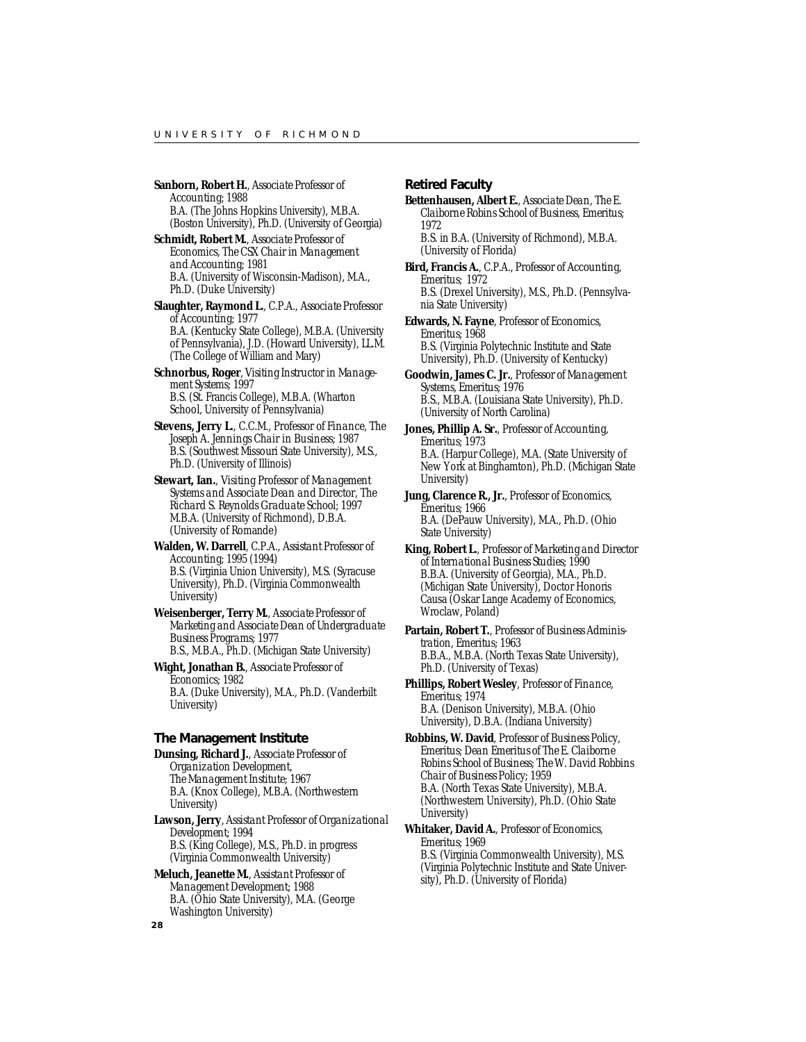**Sanborn, Robert H.**, *Associate Professor of Accounting*; 1988
B.A. (The Johns Hopkins University), M.B.A. (Boston University), Ph.D. (University of Georgia)

**Schmidt, Robert M.**, *Associate Professor of Economics, The CSX Chair in Management and Accounting*; 1981
B.A. (University of Wisconsin-Madison), M.A., Ph.D. (Duke University)

**Slaughter, Raymond L.**, C.P.A., *Associate Professor of Accounting*; 1977
B.A. (Kentucky State College), M.B.A. (University of Pennsylvania), J.D. (Howard University), LL.M. (The College of William and Mary)

**Schnorbus, Roger**, *Visiting Instructor in Management Systems*; 1997
B.S. (St. Francis College), M.B.A. (Wharton School, University of Pennsylvania)

**Stevens, Jerry L.**, C.C.M., *Professor of Finance, The Joseph A. Jennings Chair in Business*; 1987
B.S. (Southwest Missouri State University), M.S., Ph.D. (University of Illinois)

**Stewart, Ian.**, *Visiting Professor of Management Systems and Associate Dean and Director, The Richard S. Reynolds Graduate School*; 1997
M.B.A. (University of Richmond), D.B.A. (University of Romande)

**Walden, W. Darrell**, C.P.A., *Assistant Professor of Accounting*; 1995 (1994)
B.S. (Virginia Union University), M.S. (Syracuse University), Ph.D. (Virginia Commonwealth University)

**Weisenberger, Terry M.**, *Associate Professor of Marketing and Associate Dean of Undergraduate Business Programs*; 1977
B.S., M.B.A., Ph.D. (Michigan State University)

**Wight, Jonathan B.**, *Associate Professor of Economics*; 1982
B.A. (Duke University), M.A., Ph.D. (Vanderbilt University)

## The Management Institute

**Dunsing, Richard J.**, *Associate Professor of Organization Development, The Management Institute*; 1967
B.A. (Knox College), M.B.A. (Northwestern University)

**Lawson, Jerry**, *Assistant Professor of Organizational Development*; 1994
B.S. (King College), M.S., Ph.D. in progress (Virginia Commonwealth University)

**Meluch, Jeanette M.**, *Assistant Professor of Management Development*; 1988
B.A. (Ohio State University), M.A. (George Washington University)

## Retired Faculty

**Bettenhausen, Albert E.**, *Associate Dean, The E. Claiborne Robins School of Business, Emeritus*; 1972
B.S. in B.A. (University of Richmond), M.B.A. (University of Florida)

**Bird, Francis A.**, C.P.A., *Professor of Accounting, Emeritus*; 1972
B.S. (Drexel University), M.S., Ph.D. (Pennsylvania State University)

**Edwards, N. Fayne**, *Professor of Economics, Emeritus*; 1968
B.S. (Virginia Polytechnic Institute and State University), Ph.D. (University of Kentucky)

**Goodwin, James C. Jr.**, *Professor of Management Systems, Emeritus*; 1976
B.S., M.B.A. (Louisiana State University), Ph.D. (University of North Carolina)

**Jones, Phillip A. Sr.**, *Professor of Accounting, Emeritus*; 1973
B.A. (Harpur College), M.A. (State University of New York at Binghamton), Ph.D. (Michigan State University)

**Jung, Clarence R., Jr.**, *Professor of Economics, Emeritus*; 1966
B.A. (DePauw University), M.A., Ph.D. (Ohio State University)

**King, Robert L.**, *Professor of Marketing and Director of International Business Studies*; 1990
B.B.A. (University of Georgia), M.A., Ph.D. (Michigan State University), Doctor Honoris Causa (Oskar Lange Academy of Economics, Wroclaw, Poland)

**Partain, Robert T.**, *Professor of Business Administration, Emeritus*; 1963
B.B.A., M.B.A. (North Texas State University), Ph.D. (University of Texas)

**Phillips, Robert Wesley**, *Professor of Finance, Emeritus*; 1974
B.A. (Denison University), M.B.A. (Ohio University), D.B.A. (Indiana University)

**Robbins, W. David**, *Professor of Business Policy, Emeritus; Dean Emeritus of The E. Claiborne Robins School of Business; The W. David Robbins Chair of Business Policy*; 1959
B.A. (North Texas State University), M.B.A. (Northwestern University), Ph.D. (Ohio State University)

**Whitaker, David A.**, *Professor of Economics, Emeritus*; 1969
B.S. (Virginia Commonwealth University), M.S. (Virginia Polytechnic Institute and State University), Ph.D. (University of Florida)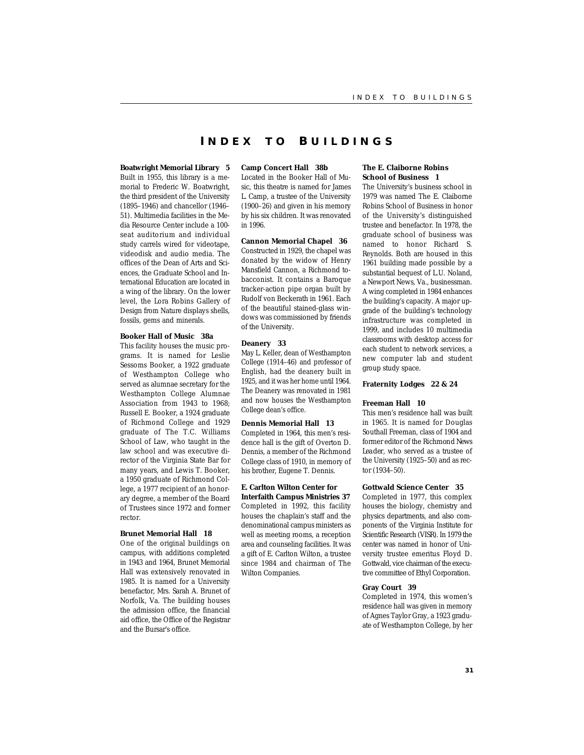# INDEX TO BUILDINGS

**Boatwright Memorial Library 5**
Built in 1955, this library is a memorial to Frederic W. Boatwright, the third president of the University (1895–1946) and chancellor (1946–51). Multimedia facilities in the Media Resource Center include a 100-seat auditorium and individual study carrels wired for videotape, videodisk and audio media. The offices of the Dean of Arts and Sciences, the Graduate School and International Education are located in a wing of the library. On the lower level, the Lora Robins Gallery of Design from Nature displays shells, fossils, gems and minerals.

**Booker Hall of Music 38a**
This facility houses the music programs. It is named for Leslie Sessoms Booker, a 1922 graduate of Westhampton College who served as alumnae secretary for the Westhampton College Alumnae Association from 1943 to 1968; Russell E. Booker, a 1924 graduate of Richmond College and 1929 graduate of The T.C. Williams School of Law, who taught in the law school and was executive director of the Virginia State Bar for many years, and Lewis T. Booker, a 1950 graduate of Richmond College, a 1977 recipient of an honorary degree, a member of the Board of Trustees since 1972 and former rector.

**Brunet Memorial Hall 18**
One of the original buildings on campus, with additions completed in 1943 and 1964, Brunet Memorial Hall was extensively renovated in 1985. It is named for a University benefactor, Mrs. Sarah A. Brunet of Norfolk, Va. The building houses the admission office, the financial aid office, the Office of the Registrar and the Bursar's office.

**Camp Concert Hall 38b**
Located in the Booker Hall of Music, this theatre is named for James L. Camp, a trustee of the University (1900–26) and given in his memory by his six children. It was renovated in 1996.

**Cannon Memorial Chapel 36**
Constructed in 1929, the chapel was donated by the widow of Henry Mansfield Cannon, a Richmond tobacconist. It contains a Baroque tracker-action pipe organ built by Rudolf von Beckerath in 1961. Each of the beautiful stained-glass windows was commissioned by friends of the University.

**Deanery 33**
May L. Keller, dean of Westhampton College (1914–46) and professor of English, had the deanery built in 1925, and it was her home until 1964. The Deanery was renovated in 1981 and now houses the Westhampton College dean's office.

**Dennis Memorial Hall 13**
Completed in 1964, this men's residence hall is the gift of Overton D. Dennis, a member of the Richmond College class of 1910, in memory of his brother, Eugene T. Dennis.

**E. Carlton Wilton Center for Interfaith Campus Ministries 37**
Completed in 1992, this facility houses the chaplain's staff and the denominational campus ministers as well as meeting rooms, a reception area and counseling facilities. It was a gift of E. Carlton Wilton, a trustee since 1984 and chairman of The Wilton Companies.

**The E. Claiborne Robins School of Business 1**
The University's business school in 1979 was named The E. Claiborne Robins School of Business in honor of the University's distinguished trustee and benefactor. In 1978, the graduate school of business was named to honor Richard S. Reynolds. Both are housed in this 1961 building made possible by a substantial bequest of L.U. Noland, a Newport News, Va., businessman. A wing completed in 1984 enhances the building's capacity. A major upgrade of the building's technology infrastructure was completed in 1999, and includes 10 multimedia classrooms with desktop access for each student to network services, a new computer lab and student group study space.

**Fraternity Lodges 22 & 24**

**Freeman Hall 10**
This men's residence hall was built in 1965. It is named for Douglas Southall Freeman, class of 1904 and former editor of the *Richmond News Leader*, who served as a trustee of the University (1925–50) and as rector (1934–50).

**Gottwald Science Center 35**
Completed in 1977, this complex houses the biology, chemistry and physics departments, and also components of the Virginia Institute for Scientific Research (VISR). In 1979 the center was named in honor of University trustee emeritus Floyd D. Gottwald, vice chairman of the executive committee of Ethyl Corporation.

**Gray Court 39**
Completed in 1974, this women's residence hall was given in memory of Agnes Taylor Gray, a 1923 graduate of Westhampton College, by her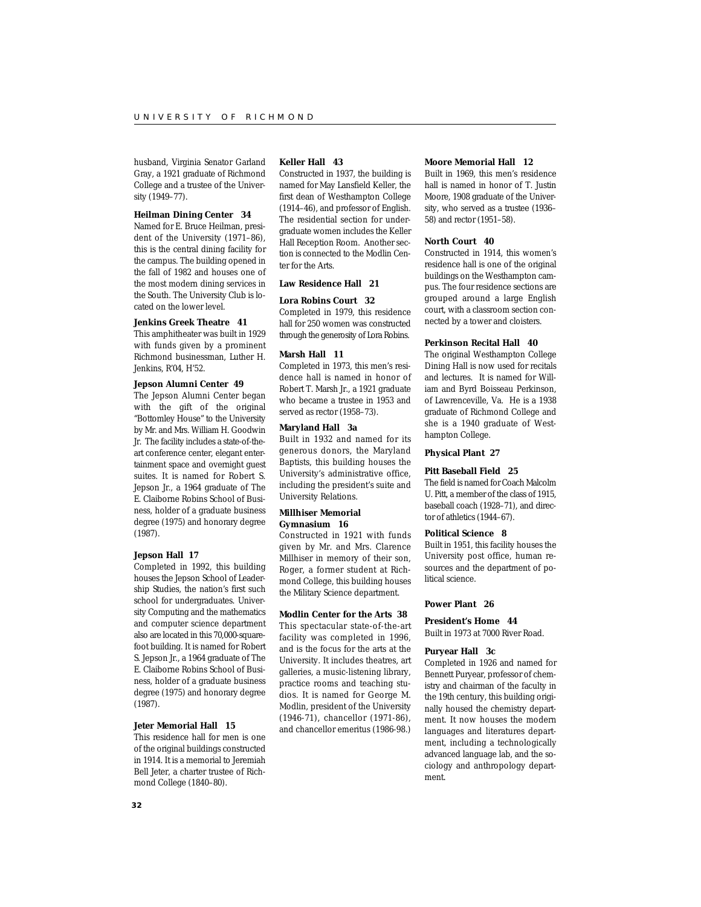husband, Virginia Senator Garland Gray, a 1921 graduate of Richmond College and a trustee of the University (1949–77).

**Heilman Dining Center 34**
Named for E. Bruce Heilman, president of the University (1971–86), this is the central dining facility for the campus. The building opened in the fall of 1982 and houses one of the most modern dining services in the South. The University Club is located on the lower level.

**Jenkins Greek Theatre 41**
This amphitheater was built in 1929 with funds given by a prominent Richmond businessman, Luther H. Jenkins, R'04, H'52.

**Jepson Alumni Center 49**
The Jepson Alumni Center began with the gift of the original "Bottomley House" to the University by Mr. and Mrs. William H. Goodwin Jr. The facility includes a state-of-the-art conference center, elegant entertainment space and overnight guest suites. It is named for Robert S. Jepson Jr., a 1964 graduate of The E. Claiborne Robins School of Business, holder of a graduate business degree (1975) and honorary degree (1987).

**Jepson Hall 17**
Completed in 1992, this building houses the Jepson School of Leadership Studies, the nation's first such school for undergraduates. University Computing and the mathematics and computer science department also are located in this 70,000-square-foot building. It is named for Robert S. Jepson Jr., a 1964 graduate of The E. Claiborne Robins School of Business, holder of a graduate business degree (1975) and honorary degree (1987).

**Jeter Memorial Hall 15**
This residence hall for men is one of the original buildings constructed in 1914. It is a memorial to Jeremiah Bell Jeter, a charter trustee of Richmond College (1840–80).

**Keller Hall 43**
Constructed in 1937, the building is named for May Lansfield Keller, the first dean of Westhampton College (1914–46), and professor of English. The residential section for undergraduate women includes the Keller Hall Reception Room. Another section is connected to the Modlin Center for the Arts.

**Law Residence Hall 21**

**Lora Robins Court 32**
Completed in 1979, this residence hall for 250 women was constructed through the generosity of Lora Robins.

**Marsh Hall 11**
Completed in 1973, this men's residence hall is named in honor of Robert T. Marsh Jr., a 1921 graduate who became a trustee in 1953 and served as rector (1958–73).

**Maryland Hall 3a**
Built in 1932 and named for its generous donors, the Maryland Baptists, this building houses the University's administrative office, including the president's suite and University Relations.

**Millhiser Memorial Gymnasium 16**
Constructed in 1921 with funds given by Mr. and Mrs. Clarence Millhiser in memory of their son, Roger, a former student at Richmond College, this building houses the Military Science department.

**Modlin Center for the Arts 38**
This spectacular state-of-the-art facility was completed in 1996, and is the focus for the arts at the University. It includes theatres, art galleries, a music-listening library, practice rooms and teaching studios. It is named for George M. Modlin, president of the University (1946-71), chancellor (1971-86), and chancellor emeritus (1986-98.)

**Moore Memorial Hall 12**
Built in 1969, this men's residence hall is named in honor of T. Justin Moore, 1908 graduate of the University, who served as a trustee (1936–58) and rector (1951–58).

**North Court 40**
Constructed in 1914, this women's residence hall is one of the original buildings on the Westhampton campus. The four residence sections are grouped around a large English court, with a classroom section connected by a tower and cloisters.

**Perkinson Recital Hall 40**
The original Westhampton College Dining Hall is now used for recitals and lectures. It is named for William and Byrd Boisseau Perkinson, of Lawrenceville, Va. He is a 1938 graduate of Richmond College and she is a 1940 graduate of Westhampton College.

**Physical Plant 27**

**Pitt Baseball Field 25**
The field is named for Coach Malcolm U. Pitt, a member of the class of 1915, baseball coach (1928–71), and director of athletics (1944–67).

**Political Science 8**
Built in 1951, this facility houses the University post office, human resources and the department of political science.

**Power Plant 26**

**President's Home 44**
Built in 1973 at 7000 River Road.

**Puryear Hall 3c**
Completed in 1926 and named for Bennett Puryear, professor of chemistry and chairman of the faculty in the 19th century, this building originally housed the chemistry department. It now houses the modern languages and literatures department, including a technologically advanced language lab, and the sociology and anthropology department.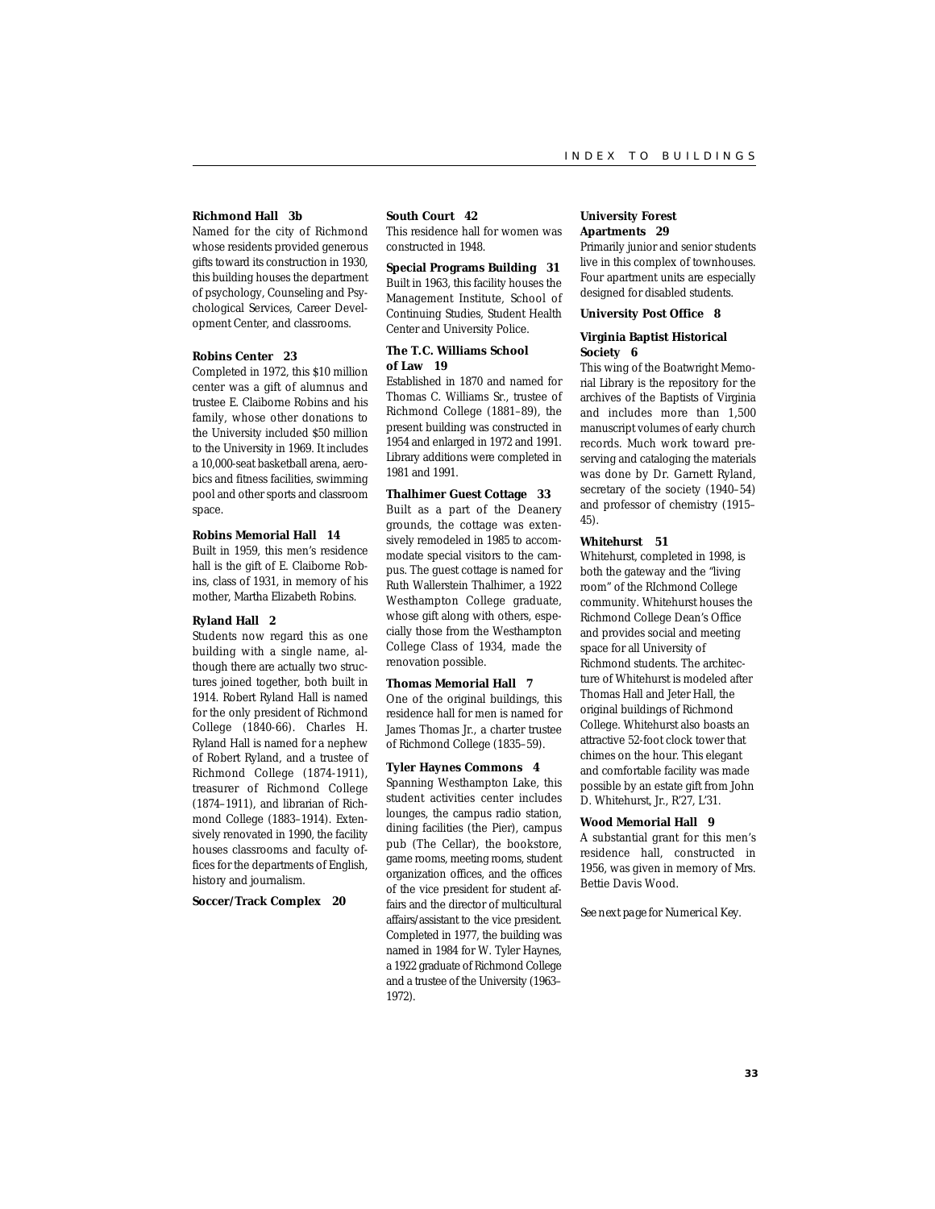**Richmond Hall 3b**
Named for the city of Richmond whose residents provided generous gifts toward its construction in 1930, this building houses the department of psychology, Counseling and Psychological Services, Career Development Center, and classrooms.

**Robins Center 23**
Completed in 1972, this $10 million center was a gift of alumnus and trustee E. Claiborne Robins and his family, whose other donations to the University included $50 million to the University in 1969. It includes a 10,000-seat basketball arena, aerobics and fitness facilities, swimming pool and other sports and classroom space.

**Robins Memorial Hall 14**
Built in 1959, this men's residence hall is the gift of E. Claiborne Robins, class of 1931, in memory of his mother, Martha Elizabeth Robins.

**Ryland Hall 2**
Students now regard this as one building with a single name, although there are actually two structures joined together, both built in 1914. Robert Ryland Hall is named for the only president of Richmond College (1840-66). Charles H. Ryland Hall is named for a nephew of Robert Ryland, and a trustee of Richmond College (1874-1911), treasurer of Richmond College (1874–1911), and librarian of Richmond College (1883–1914). Extensively renovated in 1990, the facility houses classrooms and faculty offices for the departments of English, history and journalism.

**Soccer/Track Complex 20**

**South Court 42**
This residence hall for women was constructed in 1948.

**Special Programs Building 31**
Built in 1963, this facility houses the Management Institute, School of Continuing Studies, Student Health Center and University Police.

**The T.C. Williams School of Law 19**
Established in 1870 and named for Thomas C. Williams Sr., trustee of Richmond College (1881–89), the present building was constructed in 1954 and enlarged in 1972 and 1991. Library additions were completed in 1981 and 1991.

**Thalhimer Guest Cottage 33**
Built as a part of the Deanery grounds, the cottage was extensively remodeled in 1985 to accommodate special visitors to the campus. The guest cottage is named for Ruth Wallerstein Thalhimer, a 1922 Westhampton College graduate, whose gift along with others, especially those from the Westhampton College Class of 1934, made the renovation possible.

**Thomas Memorial Hall 7**
One of the original buildings, this residence hall for men is named for James Thomas Jr., a charter trustee of Richmond College (1835–59).

**Tyler Haynes Commons 4**
Spanning Westhampton Lake, this student activities center includes lounges, the campus radio station, dining facilities (the Pier), campus pub (The Cellar), the bookstore, game rooms, meeting rooms, student organization offices, and the offices of the vice president for student affairs and the director of multicultural affairs/assistant to the vice president. Completed in 1977, the building was named in 1984 for W. Tyler Haynes, a 1922 graduate of Richmond College and a trustee of the University (1963–1972).

**University Forest Apartments 29**
Primarily junior and senior students live in this complex of townhouses. Four apartment units are especially designed for disabled students.

**University Post Office 8**

**Virginia Baptist Historical Society 6**
This wing of the Boatwright Memorial Library is the repository for the archives of the Baptists of Virginia and includes more than 1,500 manuscript volumes of early church records. Much work toward preserving and cataloging the materials was done by Dr. Garnett Ryland, secretary of the society (1940–54) and professor of chemistry (1915–45).

**Whitehurst 51**
Whitehurst, completed in 1998, is both the gateway and the "living room" of the RIchmond College community. Whitehurst houses the Richmond College Dean's Office and provides social and meeting space for all University of Richmond students. The architecture of Whitehurst is modeled after Thomas Hall and Jeter Hall, the original buildings of Richmond College. Whitehurst also boasts an attractive 52-foot clock tower that chimes on the hour. This elegant and comfortable facility was made possible by an estate gift from John D. Whitehurst, Jr., R'27, L'31.

**Wood Memorial Hall 9**
A substantial grant for this men's residence hall, constructed in 1956, was given in memory of Mrs. Bettie Davis Wood.

*See next page for Numerical Key.*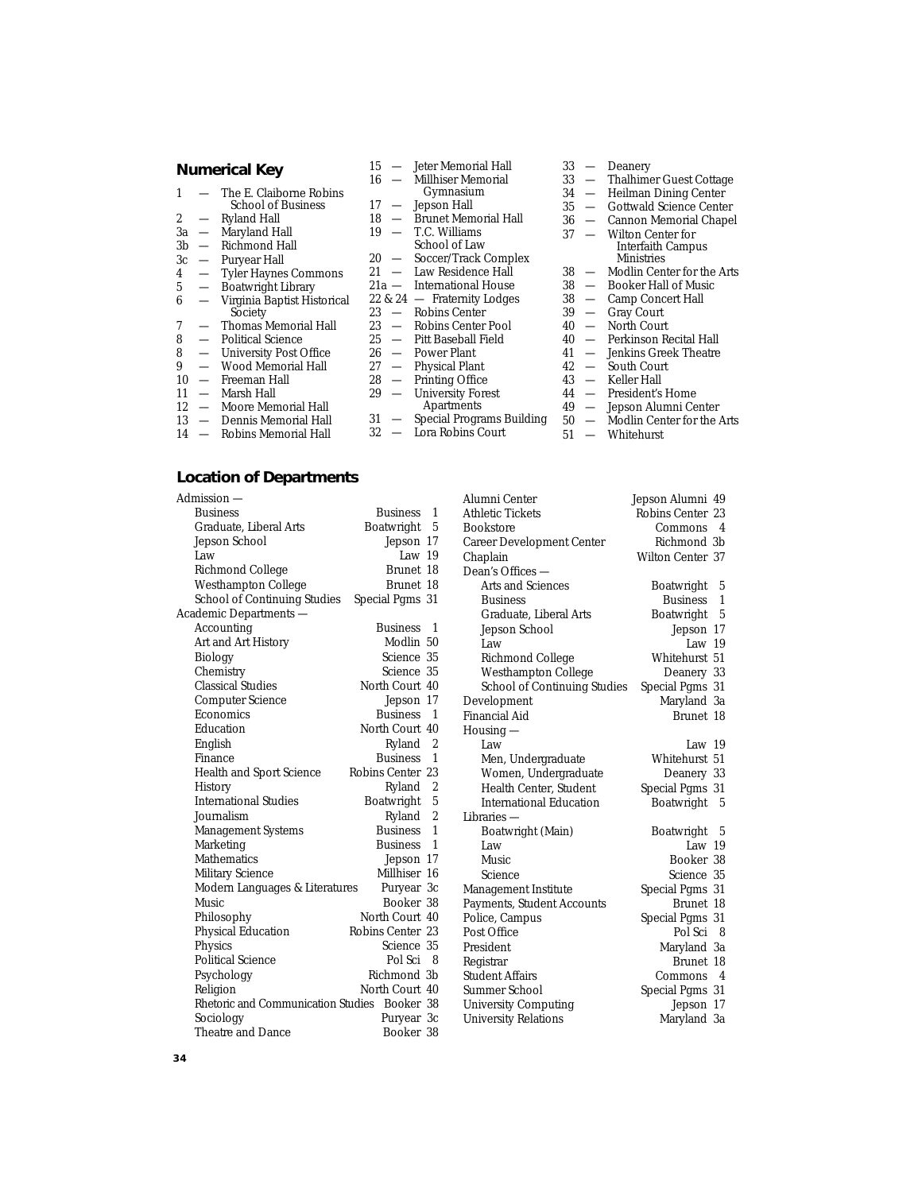## Numerical Key

1 — The E. Claiborne Robins School of Business
2 — Ryland Hall
3a — Maryland Hall
3b — Richmond Hall
3c — Puryear Hall
4 — Tyler Haynes Commons
5 — Boatwright Library
6 — Virginia Baptist Historical Society
7 — Thomas Memorial Hall
8 — Political Science
8 — University Post Office
9 — Wood Memorial Hall
10 — Freeman Hall
11 — Marsh Hall
12 — Moore Memorial Hall
13 — Dennis Memorial Hall
14 — Robins Memorial Hall
15 — Jeter Memorial Hall
16 — Millhiser Memorial Gymnasium
17 — Jepson Hall
18 — Brunet Memorial Hall
19 — T.C. Williams School of Law
20 — Soccer/Track Complex
21 — Law Residence Hall
21a — International House
22 & 24 — Fraternity Lodges
23 — Robins Center
23 — Robins Center Pool
25 — Pitt Baseball Field
26 — Power Plant
27 — Physical Plant
28 — Printing Office
29 — University Forest Apartments
31 — Special Programs Building
32 — Lora Robins Court
33 — Deanery
33 — Thalhimer Guest Cottage
34 — Heilman Dining Center
35 — Gottwald Science Center
36 — Cannon Memorial Chapel
37 — Wilton Center for Interfaith Campus Ministries
38 — Modlin Center for the Arts
38 — Booker Hall of Music
38 — Camp Concert Hall
39 — Gray Court
40 — North Court
40 — Perkinson Recital Hall
41 — Jenkins Greek Theatre
42 — South Court
43 — Keller Hall
44 — President's Home
49 — Jepson Alumni Center
50 — Modlin Center for the Arts
51 — Whitehurst

## Location of Departments

| | |
|---|---|
| **Admission —** | |
| Business | Business 1 |
| Graduate, Liberal Arts | Boatwright 5 |
| Jepson School | Jepson 17 |
| Law | Law 19 |
| Richmond College | Brunet 18 |
| Westhampton College | Brunet 18 |
| School of Continuing Studies | Special Pgms 31 |
| **Academic Departments —** | |
| Accounting | Business 1 |
| Art and Art History | Modlin 50 |
| Biology | Science 35 |
| Chemistry | Science 35 |
| Classical Studies | North Court 40 |
| Computer Science | Jepson 17 |
| Economics | Business 1 |
| Education | North Court 40 |
| English | Ryland 2 |
| Finance | Business 1 |
| Health and Sport Science | Robins Center 23 |
| History | Ryland 2 |
| International Studies | Boatwright 5 |
| Journalism | Ryland 2 |
| Management Systems | Business 1 |
| Marketing | Business 1 |
| Mathematics | Jepson 17 |
| Military Science | Millhiser 16 |
| Modern Languages & Literatures | Puryear 3c |
| Music | Booker 38 |
| Philosophy | North Court 40 |
| Physical Education | Robins Center 23 |
| Physics | Science 35 |
| Political Science | Pol Sci 8 |
| Psychology | Richmond 3b |
| Religion | North Court 40 |
| Rhetoric and Communication Studies | Booker 38 |
| Sociology | Puryear 3c |
| Theatre and Dance | Booker 38 |
| Alumni Center | Jepson Alumni 49 |
| Athletic Tickets | Robins Center 23 |
| Bookstore | Commons 4 |
| Career Development Center | Richmond 3b |
| Chaplain | Wilton Center 37 |
| **Dean's Offices —** | |
| Arts and Sciences | Boatwright 5 |
| Business | Business 1 |
| Graduate, Liberal Arts | Boatwright 5 |
| Jepson School | Jepson 17 |
| Law | Law 19 |
| Richmond College | Whitehurst 51 |
| Westhampton College | Deanery 33 |
| School of Continuing Studies | Special Pgms 31 |
| Development | Maryland 3a |
| Financial Aid | Brunet 18 |
| **Housing —** | |
| Law | Law 19 |
| Men, Undergraduate | Whitehurst 51 |
| Women, Undergraduate | Deanery 33 |
| Health Center, Student | Special Pgms 31 |
| International Education | Boatwright 5 |
| **Libraries —** | |
| Boatwright (Main) | Boatwright 5 |
| Law | Law 19 |
| Music | Booker 38 |
| Science | Science 35 |
| Management Institute | Special Pgms 31 |
| Payments, Student Accounts | Brunet 18 |
| Police, Campus | Special Pgms 31 |
| Post Office | Pol Sci 8 |
| President | Maryland 3a |
| Registrar | Brunet 18 |
| Student Affairs | Commons 4 |
| Summer School | Special Pgms 31 |
| University Computing | Jepson 17 |
| University Relations | Maryland 3a |